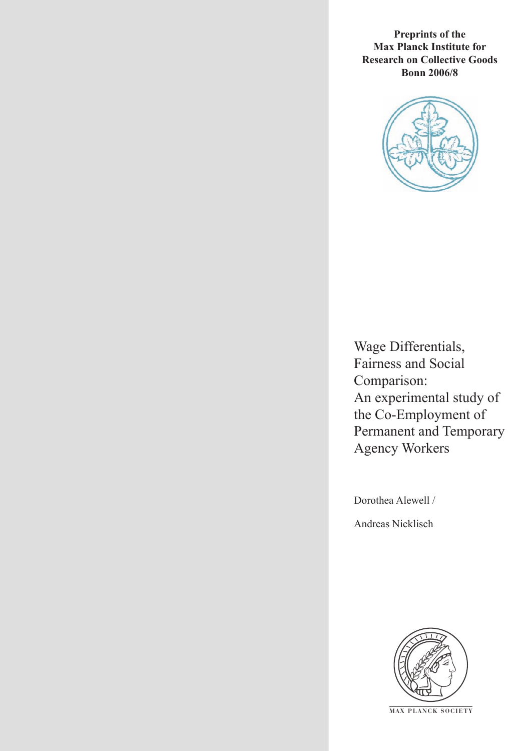**Preprints of the Max Planck Institute for Research on Collective Goods Bonn 2006/8**

# Wage Differentials, Fairness and Social Comparison: An experimental study of the Co-Employment of Permanent and Temporary Agency Workers

Dorothea Alewell /

Andreas Nicklisch

MAX PLANCK SOCIETY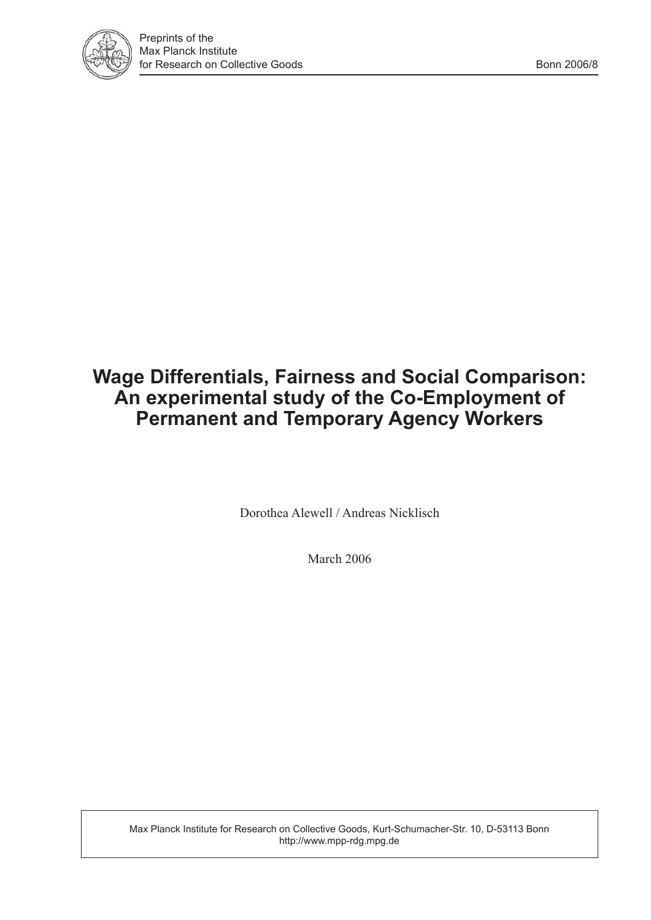# Wage Differentials, Fairness and Social Comparison: An experimental study of the Co-Employment of Permanent and Temporary Agency Workers

Dorothea Alewell / Andreas Nicklisch

March 2006

Max Planck Institute for Research on Collective Goods, Kurt-Schumacher-Str. 10, D-53113 Bonn
http://www.mpp-rdg.mpg.de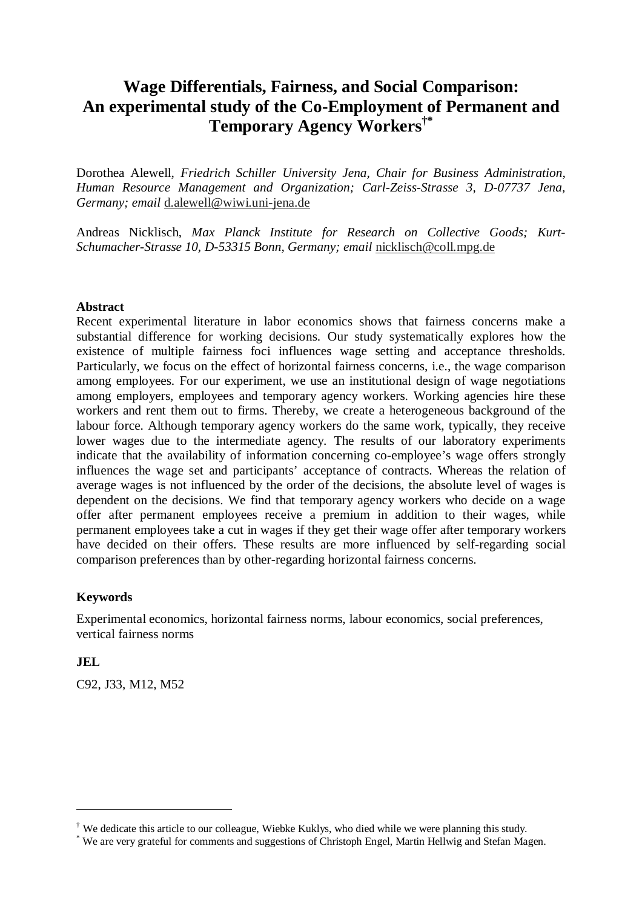# Wage Differentials, Fairness, and Social Comparison: An experimental study of the Co-Employment of Permanent and Temporary Agency Workers[†*]

Dorothea Alewell, *Friedrich Schiller University Jena, Chair for Business Administration, Human Resource Management and Organization; Carl-Zeiss-Strasse 3, D-07737 Jena, Germany; email* d.alewell@wiwi.uni-jena.de

Andreas Nicklisch, *Max Planck Institute for Research on Collective Goods; Kurt-Schumacher-Strasse 10, D-53315 Bonn, Germany; email* nicklisch@coll.mpg.de

**Abstract**

Recent experimental literature in labor economics shows that fairness concerns make a substantial difference for working decisions. Our study systematically explores how the existence of multiple fairness foci influences wage setting and acceptance thresholds. Particularly, we focus on the effect of horizontal fairness concerns, i.e., the wage comparison among employees. For our experiment, we use an institutional design of wage negotiations among employers, employees and temporary agency workers. Working agencies hire these workers and rent them out to firms. Thereby, we create a heterogeneous background of the labour force. Although temporary agency workers do the same work, typically, they receive lower wages due to the intermediate agency. The results of our laboratory experiments indicate that the availability of information concerning co-employee's wage offers strongly influences the wage set and participants' acceptance of contracts. Whereas the relation of average wages is not influenced by the order of the decisions, the absolute level of wages is dependent on the decisions. We find that temporary agency workers who decide on a wage offer after permanent employees receive a premium in addition to their wages, while permanent employees take a cut in wages if they get their wage offer after temporary workers have decided on their offers. These results are more influenced by self-regarding social comparison preferences than by other-regarding horizontal fairness concerns.

**Keywords**

Experimental economics, horizontal fairness norms, labour economics, social preferences, vertical fairness norms

**JEL**

C92, J33, M12, M52

---

[†] We dedicate this article to our colleague, Wiebke Kuklys, who died while we were planning this study.

[*] We are very grateful for comments and suggestions of Christoph Engel, Martin Hellwig and Stefan Magen.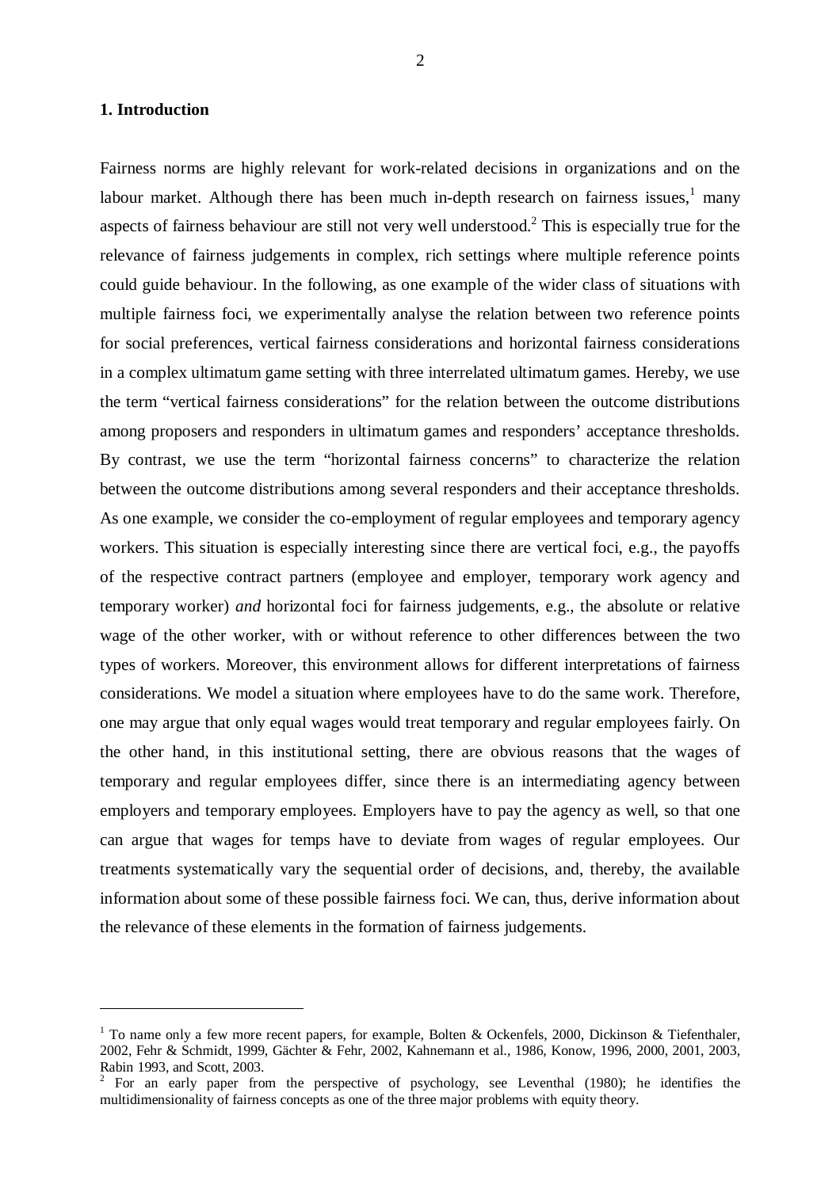## 1. Introduction

Fairness norms are highly relevant for work-related decisions in organizations and on the labour market. Although there has been much in-depth research on fairness issues,[1] many aspects of fairness behaviour are still not very well understood.[2] This is especially true for the relevance of fairness judgements in complex, rich settings where multiple reference points could guide behaviour. In the following, as one example of the wider class of situations with multiple fairness foci, we experimentally analyse the relation between two reference points for social preferences, vertical fairness considerations and horizontal fairness considerations in a complex ultimatum game setting with three interrelated ultimatum games. Hereby, we use the term "vertical fairness considerations" for the relation between the outcome distributions among proposers and responders in ultimatum games and responders' acceptance thresholds. By contrast, we use the term "horizontal fairness concerns" to characterize the relation between the outcome distributions among several responders and their acceptance thresholds. As one example, we consider the co-employment of regular employees and temporary agency workers. This situation is especially interesting since there are vertical foci, e.g., the payoffs of the respective contract partners (employee and employer, temporary work agency and temporary worker) *and* horizontal foci for fairness judgements, e.g., the absolute or relative wage of the other worker, with or without reference to other differences between the two types of workers. Moreover, this environment allows for different interpretations of fairness considerations. We model a situation where employees have to do the same work. Therefore, one may argue that only equal wages would treat temporary and regular employees fairly. On the other hand, in this institutional setting, there are obvious reasons that the wages of temporary and regular employees differ, since there is an intermediating agency between employers and temporary employees. Employers have to pay the agency as well, so that one can argue that wages for temps have to deviate from wages of regular employees. Our treatments systematically vary the sequential order of decisions, and, thereby, the available information about some of these possible fairness foci. We can, thus, derive information about the relevance of these elements in the formation of fairness judgements.

---

[1] To name only a few more recent papers, for example, Bolten & Ockenfels, 2000, Dickinson & Tiefenthaler, 2002, Fehr & Schmidt, 1999, Gächter & Fehr, 2002, Kahnemann et al., 1986, Konow, 1996, 2000, 2001, 2003, Rabin 1993, and Scott, 2003.

[2] For an early paper from the perspective of psychology, see Leventhal (1980); he identifies the multidimensionality of fairness concepts as one of the three major problems with equity theory.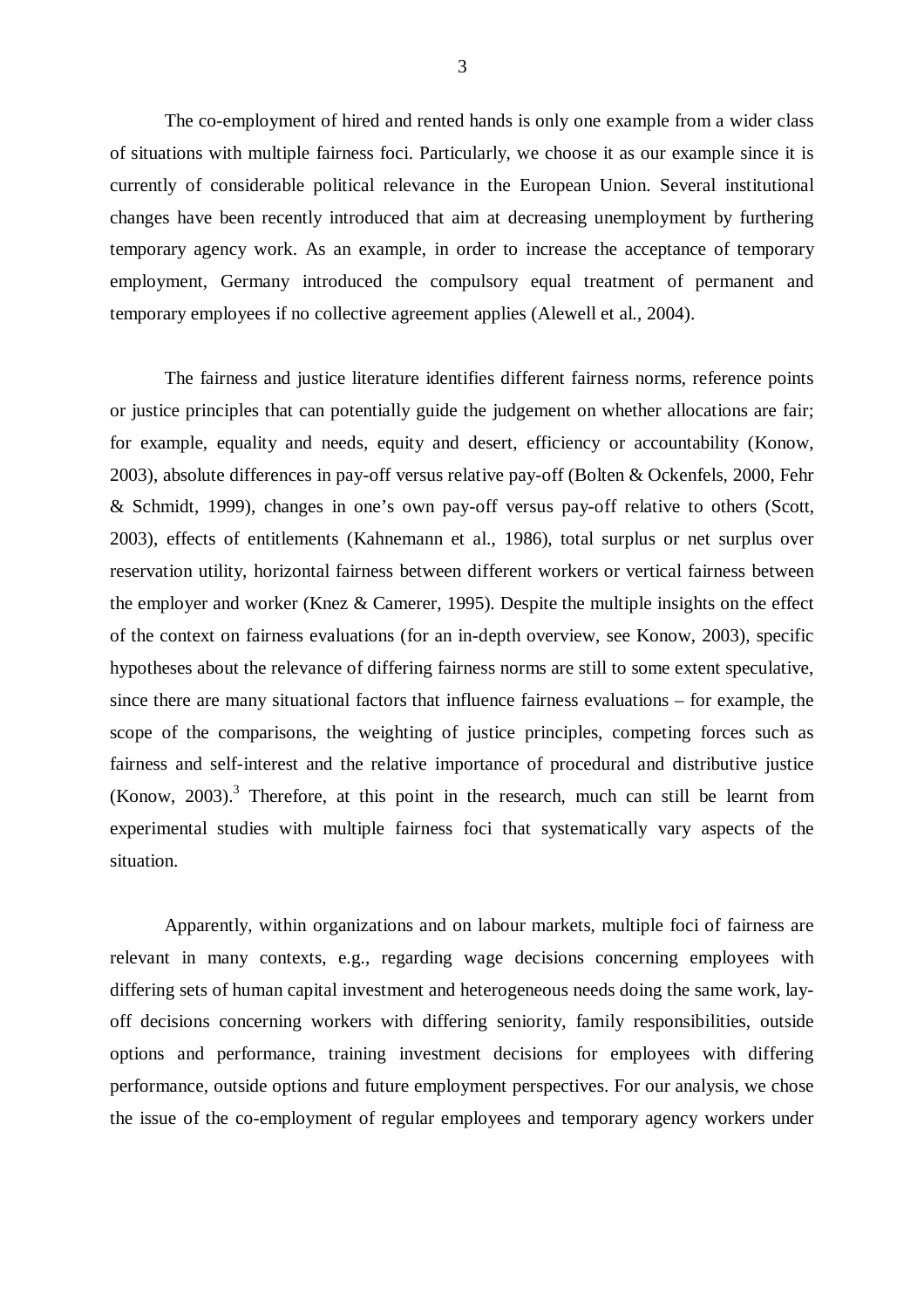The co-employment of hired and rented hands is only one example from a wider class of situations with multiple fairness foci. Particularly, we choose it as our example since it is currently of considerable political relevance in the European Union. Several institutional changes have been recently introduced that aim at decreasing unemployment by furthering temporary agency work. As an example, in order to increase the acceptance of temporary employment, Germany introduced the compulsory equal treatment of permanent and temporary employees if no collective agreement applies (Alewell et al., 2004).

The fairness and justice literature identifies different fairness norms, reference points or justice principles that can potentially guide the judgement on whether allocations are fair; for example, equality and needs, equity and desert, efficiency or accountability (Konow, 2003), absolute differences in pay-off versus relative pay-off (Bolten & Ockenfels, 2000, Fehr & Schmidt, 1999), changes in one's own pay-off versus pay-off relative to others (Scott, 2003), effects of entitlements (Kahnemann et al., 1986), total surplus or net surplus over reservation utility, horizontal fairness between different workers or vertical fairness between the employer and worker (Knez & Camerer, 1995). Despite the multiple insights on the effect of the context on fairness evaluations (for an in-depth overview, see Konow, 2003), specific hypotheses about the relevance of differing fairness norms are still to some extent speculative, since there are many situational factors that influence fairness evaluations – for example, the scope of the comparisons, the weighting of justice principles, competing forces such as fairness and self-interest and the relative importance of procedural and distributive justice (Konow, 2003).[3] Therefore, at this point in the research, much can still be learnt from experimental studies with multiple fairness foci that systematically vary aspects of the situation.

Apparently, within organizations and on labour markets, multiple foci of fairness are relevant in many contexts, e.g., regarding wage decisions concerning employees with differing sets of human capital investment and heterogeneous needs doing the same work, lay-off decisions concerning workers with differing seniority, family responsibilities, outside options and performance, training investment decisions for employees with differing performance, outside options and future employment perspectives. For our analysis, we chose the issue of the co-employment of regular employees and temporary agency workers under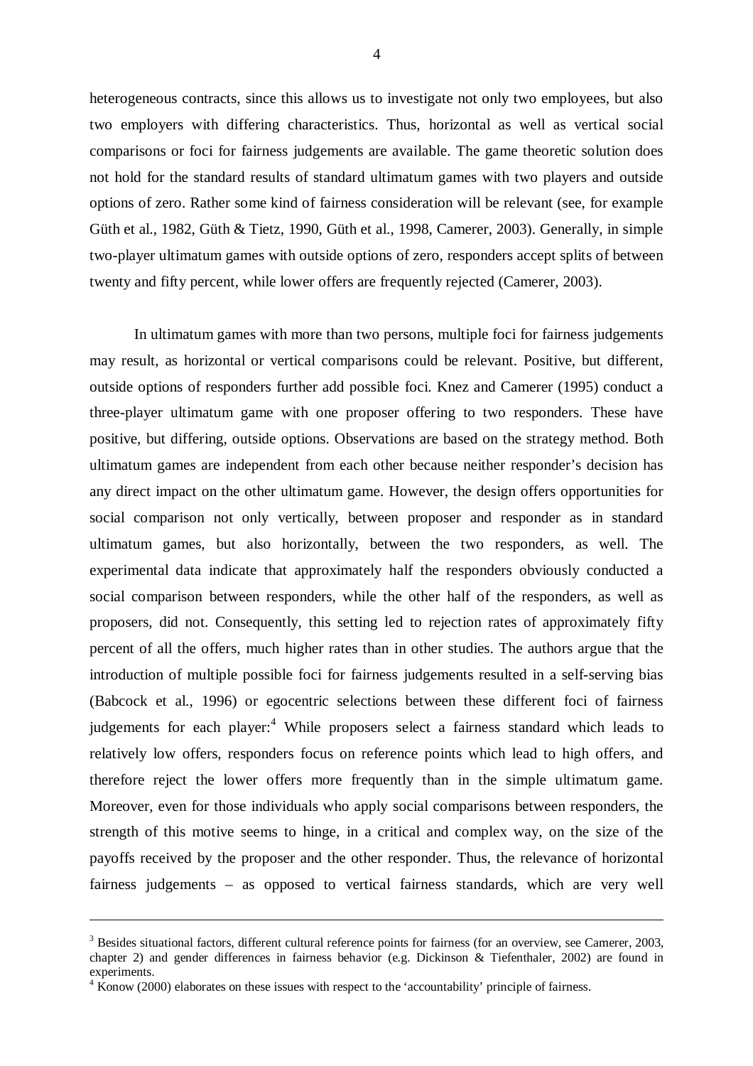heterogeneous contracts, since this allows us to investigate not only two employees, but also two employers with differing characteristics. Thus, horizontal as well as vertical social comparisons or foci for fairness judgements are available. The game theoretic solution does not hold for the standard results of standard ultimatum games with two players and outside options of zero. Rather some kind of fairness consideration will be relevant (see, for example Güth et al., 1982, Güth & Tietz, 1990, Güth et al., 1998, Camerer, 2003). Generally, in simple two-player ultimatum games with outside options of zero, responders accept splits of between twenty and fifty percent, while lower offers are frequently rejected (Camerer, 2003).

In ultimatum games with more than two persons, multiple foci for fairness judgements may result, as horizontal or vertical comparisons could be relevant. Positive, but different, outside options of responders further add possible foci. Knez and Camerer (1995) conduct a three-player ultimatum game with one proposer offering to two responders. These have positive, but differing, outside options. Observations are based on the strategy method. Both ultimatum games are independent from each other because neither responder's decision has any direct impact on the other ultimatum game. However, the design offers opportunities for social comparison not only vertically, between proposer and responder as in standard ultimatum games, but also horizontally, between the two responders, as well. The experimental data indicate that approximately half the responders obviously conducted a social comparison between responders, while the other half of the responders, as well as proposers, did not. Consequently, this setting led to rejection rates of approximately fifty percent of all the offers, much higher rates than in other studies. The authors argue that the introduction of multiple possible foci for fairness judgements resulted in a self-serving bias (Babcock et al., 1996) or egocentric selections between these different foci of fairness judgements for each player:[4] While proposers select a fairness standard which leads to relatively low offers, responders focus on reference points which lead to high offers, and therefore reject the lower offers more frequently than in the simple ultimatum game. Moreover, even for those individuals who apply social comparisons between responders, the strength of this motive seems to hinge, in a critical and complex way, on the size of the payoffs received by the proposer and the other responder. Thus, the relevance of horizontal fairness judgements – as opposed to vertical fairness standards, which are very well

---

[3] Besides situational factors, different cultural reference points for fairness (for an overview, see Camerer, 2003, chapter 2) and gender differences in fairness behavior (e.g. Dickinson & Tiefenthaler, 2002) are found in experiments.

[4] Konow (2000) elaborates on these issues with respect to the 'accountability' principle of fairness.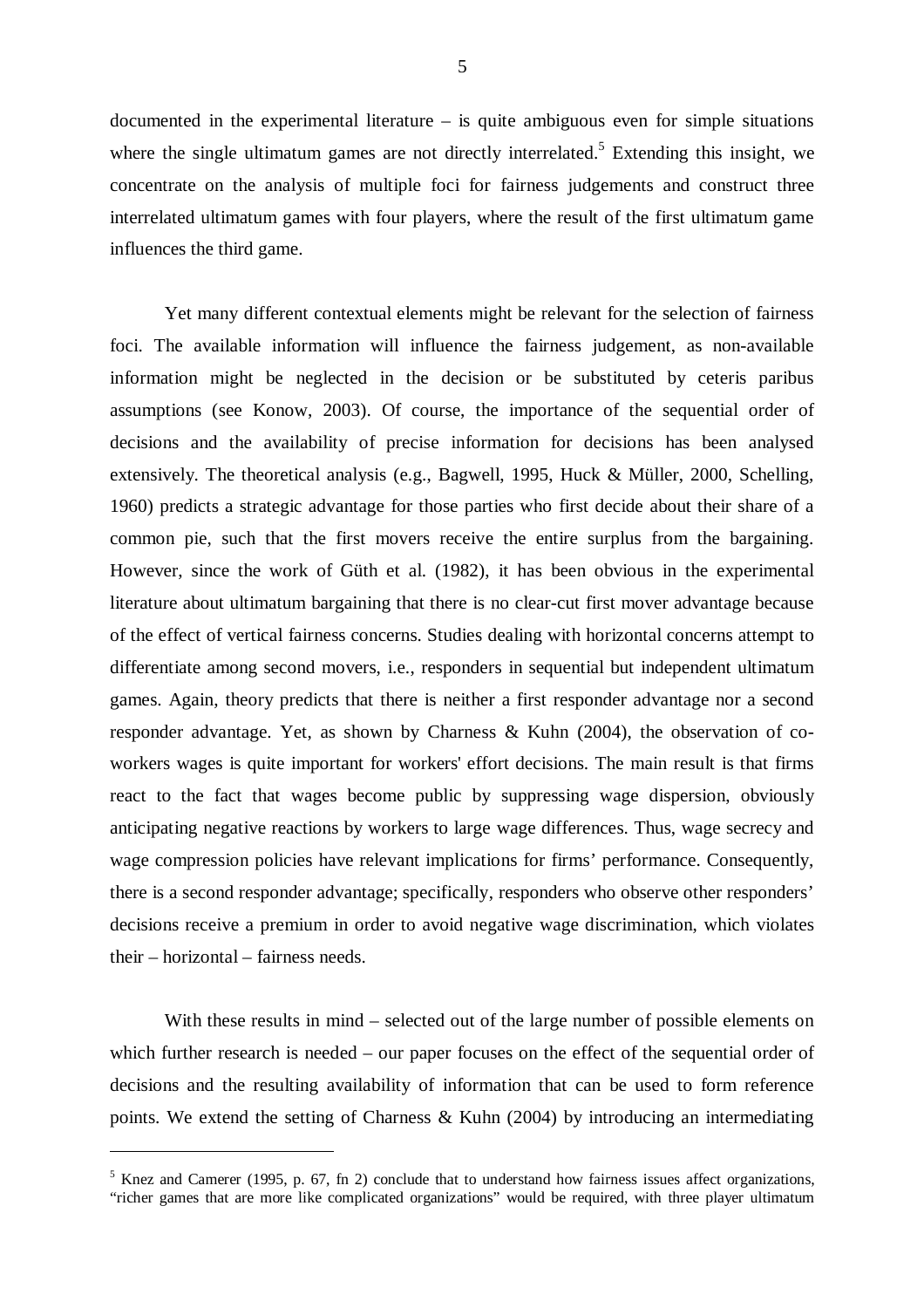documented in the experimental literature – is quite ambiguous even for simple situations where the single ultimatum games are not directly interrelated.[5] Extending this insight, we concentrate on the analysis of multiple foci for fairness judgements and construct three interrelated ultimatum games with four players, where the result of the first ultimatum game influences the third game.

Yet many different contextual elements might be relevant for the selection of fairness foci. The available information will influence the fairness judgement, as non-available information might be neglected in the decision or be substituted by ceteris paribus assumptions (see Konow, 2003). Of course, the importance of the sequential order of decisions and the availability of precise information for decisions has been analysed extensively. The theoretical analysis (e.g., Bagwell, 1995, Huck & Müller, 2000, Schelling, 1960) predicts a strategic advantage for those parties who first decide about their share of a common pie, such that the first movers receive the entire surplus from the bargaining. However, since the work of Güth et al. (1982), it has been obvious in the experimental literature about ultimatum bargaining that there is no clear-cut first mover advantage because of the effect of vertical fairness concerns. Studies dealing with horizontal concerns attempt to differentiate among second movers, i.e., responders in sequential but independent ultimatum games. Again, theory predicts that there is neither a first responder advantage nor a second responder advantage. Yet, as shown by Charness & Kuhn (2004), the observation of co-workers wages is quite important for workers' effort decisions. The main result is that firms react to the fact that wages become public by suppressing wage dispersion, obviously anticipating negative reactions by workers to large wage differences. Thus, wage secrecy and wage compression policies have relevant implications for firms' performance. Consequently, there is a second responder advantage; specifically, responders who observe other responders' decisions receive a premium in order to avoid negative wage discrimination, which violates their – horizontal – fairness needs.

With these results in mind – selected out of the large number of possible elements on which further research is needed – our paper focuses on the effect of the sequential order of decisions and the resulting availability of information that can be used to form reference points. We extend the setting of Charness & Kuhn (2004) by introducing an intermediating

[5] Knez and Camerer (1995, p. 67, fn 2) conclude that to understand how fairness issues affect organizations, "richer games that are more like complicated organizations" would be required, with three player ultimatum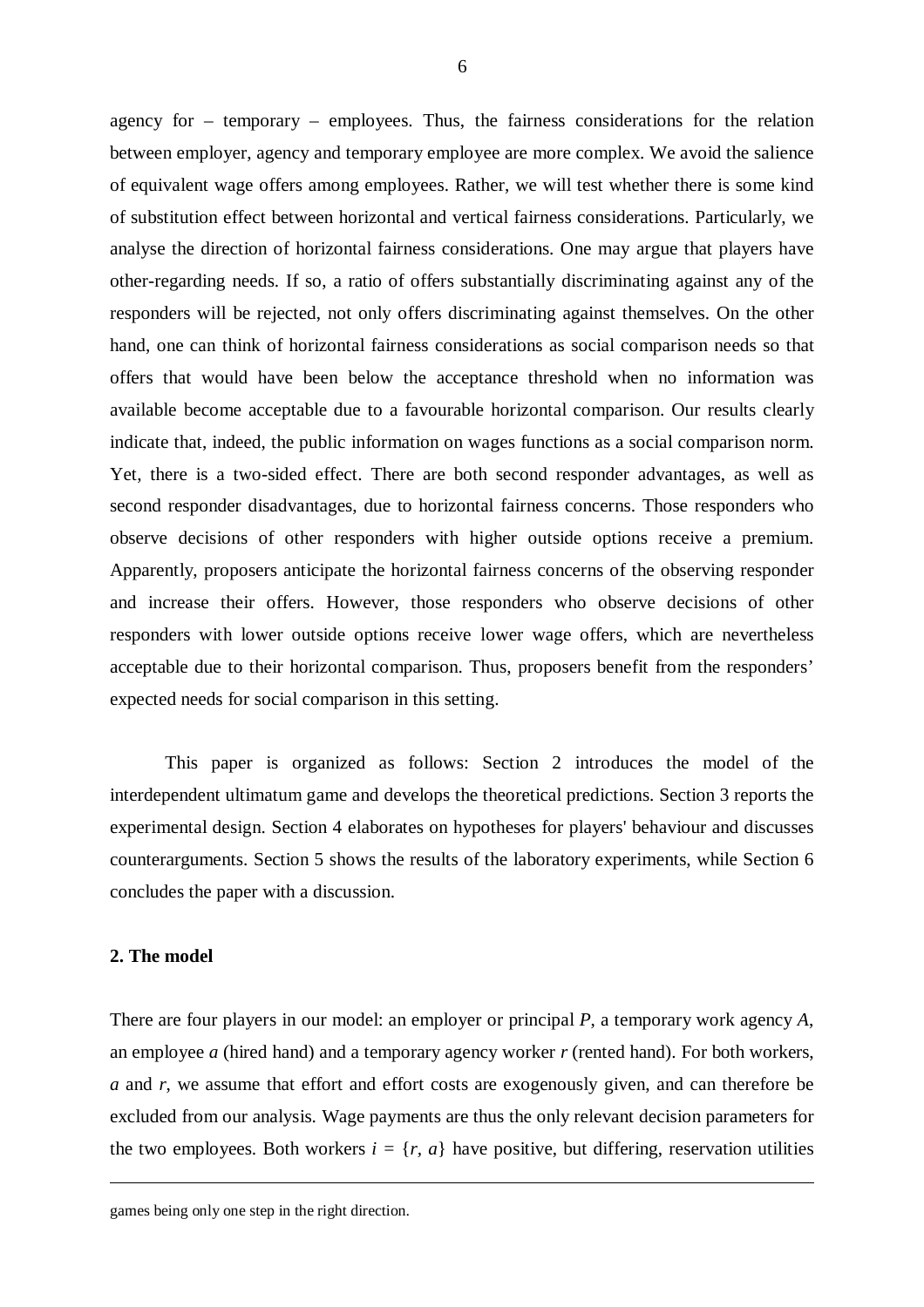agency for – temporary – employees. Thus, the fairness considerations for the relation between employer, agency and temporary employee are more complex. We avoid the salience of equivalent wage offers among employees. Rather, we will test whether there is some kind of substitution effect between horizontal and vertical fairness considerations. Particularly, we analyse the direction of horizontal fairness considerations. One may argue that players have other-regarding needs. If so, a ratio of offers substantially discriminating against any of the responders will be rejected, not only offers discriminating against themselves. On the other hand, one can think of horizontal fairness considerations as social comparison needs so that offers that would have been below the acceptance threshold when no information was available become acceptable due to a favourable horizontal comparison. Our results clearly indicate that, indeed, the public information on wages functions as a social comparison norm. Yet, there is a two-sided effect. There are both second responder advantages, as well as second responder disadvantages, due to horizontal fairness concerns. Those responders who observe decisions of other responders with higher outside options receive a premium. Apparently, proposers anticipate the horizontal fairness concerns of the observing responder and increase their offers. However, those responders who observe decisions of other responders with lower outside options receive lower wage offers, which are nevertheless acceptable due to their horizontal comparison. Thus, proposers benefit from the responders' expected needs for social comparison in this setting.

This paper is organized as follows: Section 2 introduces the model of the interdependent ultimatum game and develops the theoretical predictions. Section 3 reports the experimental design. Section 4 elaborates on hypotheses for players' behaviour and discusses counterarguments. Section 5 shows the results of the laboratory experiments, while Section 6 concludes the paper with a discussion.

## 2. The model

There are four players in our model: an employer or principal $P$, a temporary work agency $A$, an employee $a$ (hired hand) and a temporary agency worker $r$ (rented hand). For both workers, $a$ and $r$, we assume that effort and effort costs are exogenously given, and can therefore be excluded from our analysis. Wage payments are thus the only relevant decision parameters for the two employees. Both workers $i = \{r, a\}$ have positive, but differing, reservation utilities

---

games being only one step in the right direction.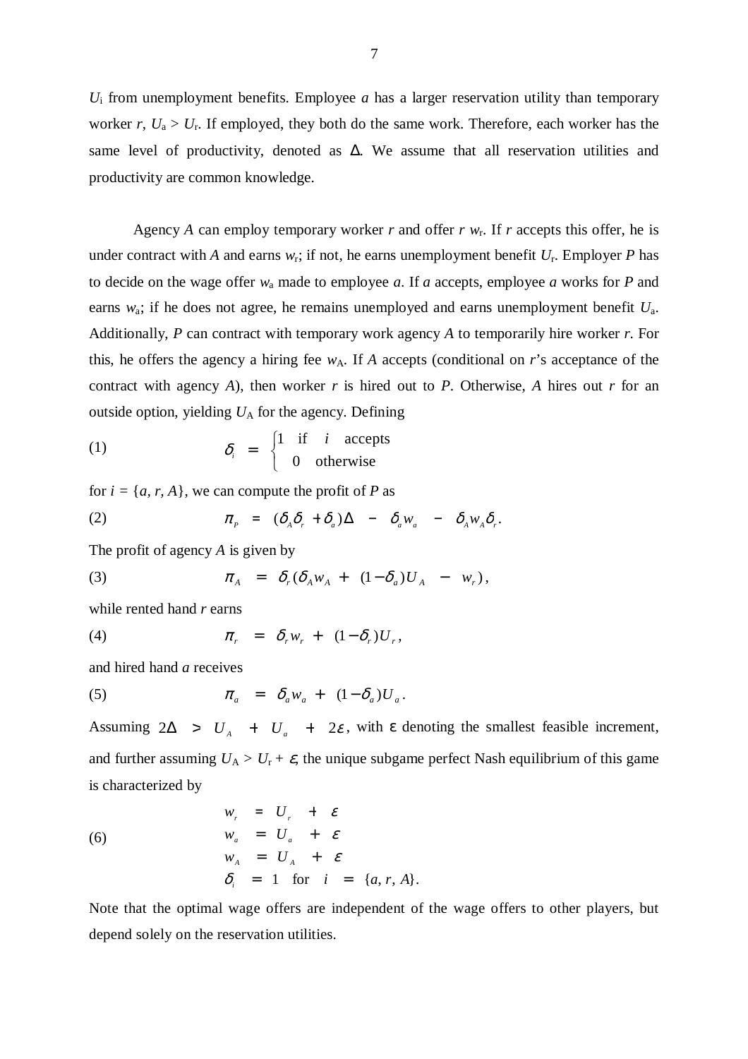$U_i$ from unemployment benefits. Employee $a$ has a larger reservation utility than temporary worker $r$, $U_a > U_r$. If employed, they both do the same work. Therefore, each worker has the same level of productivity, denoted as $\Delta$. We assume that all reservation utilities and productivity are common knowledge.

Agency $A$ can employ temporary worker $r$ and offer $r$ $w_r$. If $r$ accepts this offer, he is under contract with $A$ and earns $w_r$; if not, he earns unemployment benefit $U_r$. Employer $P$ has to decide on the wage offer $w_a$ made to employee $a$. If $a$ accepts, employee $a$ works for $P$ and earns $w_a$; if he does not agree, he remains unemployed and earns unemployment benefit $U_a$. Additionally, $P$ can contract with temporary work agency $A$ to temporarily hire worker $r$. For this, he offers the agency a hiring fee $w_A$. If $A$ accepts (conditional on $r$'s acceptance of the contract with agency $A$), then worker $r$ is hired out to $P$. Otherwise, $A$ hires out $r$ for an outside option, yielding $U_A$ for the agency. Defining

$$\delta_i = \begin{cases} 1 & \text{if} \quad i \quad \text{accepts} \\ 0 & \text{otherwise} \end{cases} \tag{1}$$

for $i = \{a, r, A\}$, we can compute the profit of $P$ as

$$\pi_P = (\delta_A \delta_r + \delta_a)\Delta - \delta_a w_a - \delta_A w_A \delta_r. \tag{2}$$

The profit of agency $A$ is given by

$$\pi_A = \delta_r(\delta_A w_A + (1-\delta_a)U_A - w_r), \tag{3}$$

while rented hand $r$ earns

$$\pi_r = \delta_r w_r + (1-\delta_r)U_r, \tag{4}$$

and hired hand $a$ receives

$$\pi_a = \delta_a w_a + (1-\delta_a)U_a. \tag{5}$$

Assuming $2\Delta > U_A + U_a + 2\varepsilon$, with $\varepsilon$ denoting the smallest feasible increment, and further assuming $U_A > U_r + \varepsilon$, the unique subgame perfect Nash equilibrium of this game is characterized by

$$\begin{aligned} w_r &= U_r + \varepsilon \\ w_a &= U_a + \varepsilon \\ w_A &= U_A + \varepsilon \\ \delta_i &= 1 \quad \text{for} \quad i = \{a, r, A\}. \end{aligned} \tag{6}$$

Note that the optimal wage offers are independent of the wage offers to other players, but depend solely on the reservation utilities.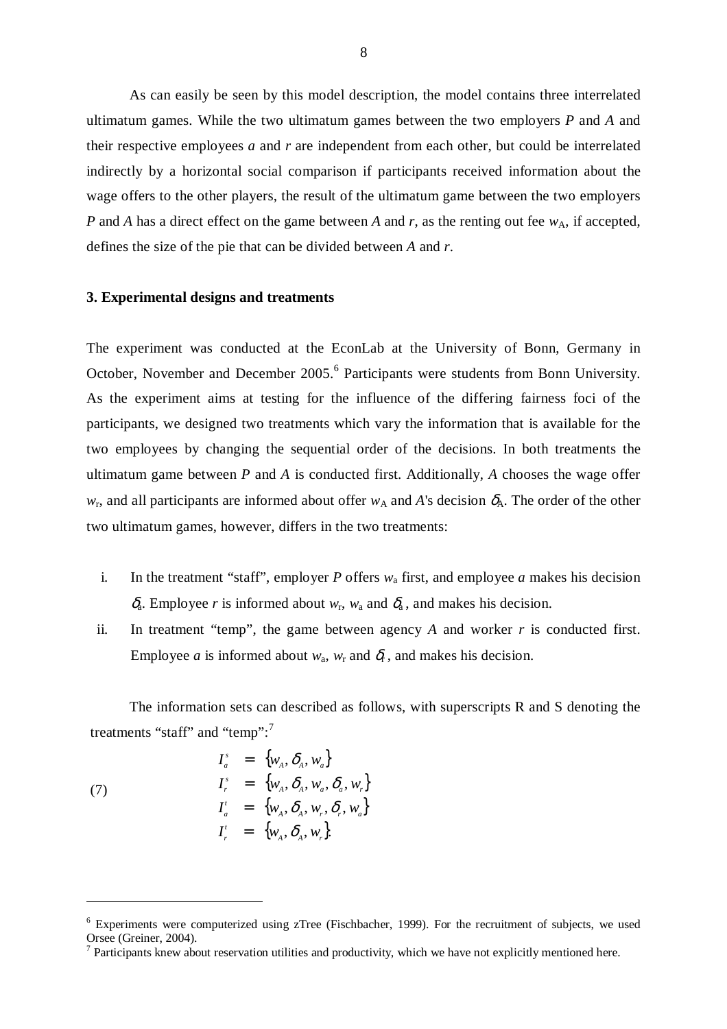As can easily be seen by this model description, the model contains three interrelated ultimatum games. While the two ultimatum games between the two employers *P* and *A* and their respective employees *a* and *r* are independent from each other, but could be interrelated indirectly by a horizontal social comparison if participants received information about the wage offers to the other players, the result of the ultimatum game between the two employers *P* and *A* has a direct effect on the game between *A* and *r*, as the renting out fee $w_A$, if accepted, defines the size of the pie that can be divided between *A* and *r*.

### 3. Experimental designs and treatments

The experiment was conducted at the EconLab at the University of Bonn, Germany in October, November and December 2005.[6] Participants were students from Bonn University. As the experiment aims at testing for the influence of the differing fairness foci of the participants, we designed two treatments which vary the information that is available for the two employees by changing the sequential order of the decisions. In both treatments the ultimatum game between *P* and *A* is conducted first. Additionally, *A* chooses the wage offer $w_r$, and all participants are informed about offer $w_A$ and *A*'s decision $\delta_A$. The order of the other two ultimatum games, however, differs in the two treatments:

i. In the treatment "staff", employer *P* offers $w_a$ first, and employee *a* makes his decision $\delta_a$. Employee *r* is informed about $w_r$, $w_a$ and $\delta_a$, and makes his decision.
ii. In treatment "temp", the game between agency *A* and worker *r* is conducted first. Employee *a* is informed about $w_a$, $w_r$ and $\delta_r$, and makes his decision.

The information sets can described as follows, with superscripts R and S denoting the treatments "staff" and "temp":[7]

$$
\begin{aligned}
I_a^s &= \{w_A, \delta_A, w_a\} \\
I_r^s &= \{w_A, \delta_A, w_a, \delta_a, w_r\} \\
I_a^t &= \{w_A, \delta_A, w_r, \delta_r, w_a\} \\
I_r^t &= \{w_A, \delta_A, w_r\}.
\end{aligned}
\tag{7}
$$

[6] Experiments were computerized using zTree (Fischbacher, 1999). For the recruitment of subjects, we used Orsee (Greiner, 2004).

[7] Participants knew about reservation utilities and productivity, which we have not explicitly mentioned here.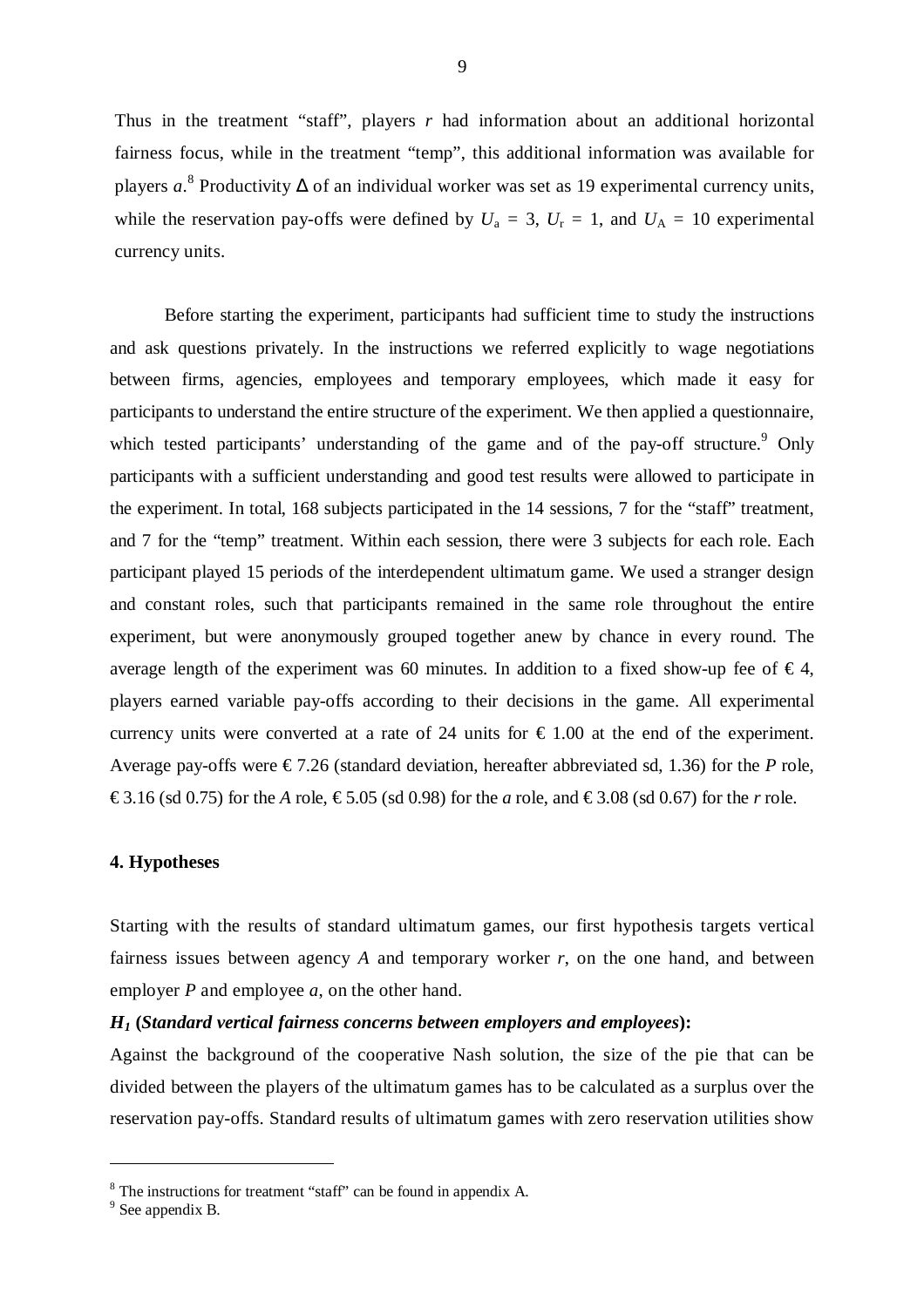Thus in the treatment "staff", players *r* had information about an additional horizontal fairness focus, while in the treatment "temp", this additional information was available for players *a*.[8] Productivity $\Delta$ of an individual worker was set as 19 experimental currency units, while the reservation pay-offs were defined by $U_a = 3$, $U_r = 1$, and $U_A = 10$ experimental currency units.

Before starting the experiment, participants had sufficient time to study the instructions and ask questions privately. In the instructions we referred explicitly to wage negotiations between firms, agencies, employees and temporary employees, which made it easy for participants to understand the entire structure of the experiment. We then applied a questionnaire, which tested participants' understanding of the game and of the pay-off structure.[9] Only participants with a sufficient understanding and good test results were allowed to participate in the experiment. In total, 168 subjects participated in the 14 sessions, 7 for the "staff" treatment, and 7 for the "temp" treatment. Within each session, there were 3 subjects for each role. Each participant played 15 periods of the interdependent ultimatum game. We used a stranger design and constant roles, such that participants remained in the same role throughout the entire experiment, but were anonymously grouped together anew by chance in every round. The average length of the experiment was 60 minutes. In addition to a fixed show-up fee of € 4, players earned variable pay-offs according to their decisions in the game. All experimental currency units were converted at a rate of 24 units for € 1.00 at the end of the experiment. Average pay-offs were € 7.26 (standard deviation, hereafter abbreviated sd, 1.36) for the *P* role, € 3.16 (sd 0.75) for the *A* role, € 5.05 (sd 0.98) for the *a* role, and € 3.08 (sd 0.67) for the *r* role.

## 4. Hypotheses

Starting with the results of standard ultimatum games, our first hypothesis targets vertical fairness issues between agency *A* and temporary worker *r*, on the one hand, and between employer *P* and employee *a*, on the other hand.

***$H_1$* (*Standard vertical fairness concerns between employers and employees*):**

Against the background of the cooperative Nash solution, the size of the pie that can be divided between the players of the ultimatum games has to be calculated as a surplus over the reservation pay-offs. Standard results of ultimatum games with zero reservation utilities show

---

[8] The instructions for treatment "staff" can be found in appendix A.

[9] See appendix B.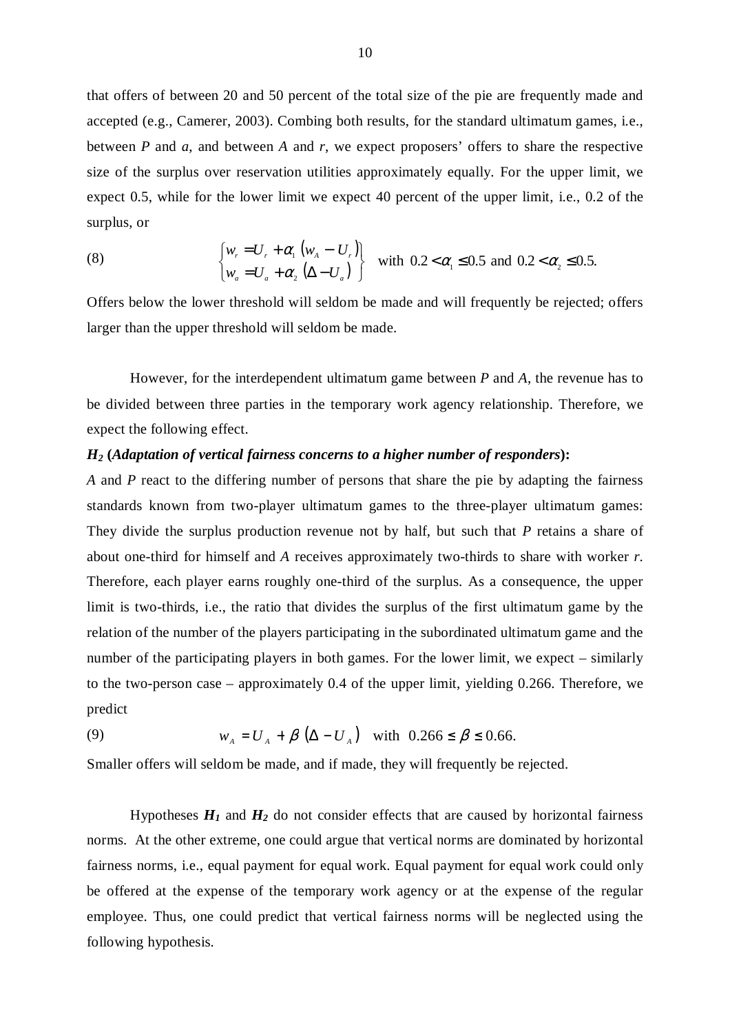that offers of between 20 and 50 percent of the total size of the pie are frequently made and accepted (e.g., Camerer, 2003). Combing both results, for the standard ultimatum games, i.e., between $P$ and $a$, and between $A$ and $r$, we expect proposers' offers to share the respective size of the surplus over reservation utilities approximately equally. For the upper limit, we expect 0.5, while for the lower limit we expect 40 percent of the upper limit, i.e., 0.2 of the surplus, or

$$\begin{Bmatrix} w_r = U_r + \alpha_1 \left(w_A - U_r\right) \\ w_a = U_a + \alpha_2 \left(\Delta - U_a\right) \end{Bmatrix} \quad \text{with } 0.2 < \alpha_1 \leq 0.5 \text{ and } 0.2 < \alpha_2 \leq 0.5. \tag{8}$$

Offers below the lower threshold will seldom be made and will frequently be rejected; offers larger than the upper threshold will seldom be made.

However, for the interdependent ultimatum game between $P$ and $A$, the revenue has to be divided between three parties in the temporary work agency relationship. Therefore, we expect the following effect.

***$H_2$* (*Adaptation of vertical fairness concerns to a higher number of responders*):**

$A$ and $P$ react to the differing number of persons that share the pie by adapting the fairness standards known from two-player ultimatum games to the three-player ultimatum games: They divide the surplus production revenue not by half, but such that $P$ retains a share of about one-third for himself and $A$ receives approximately two-thirds to share with worker $r$. Therefore, each player earns roughly one-third of the surplus. As a consequence, the upper limit is two-thirds, i.e., the ratio that divides the surplus of the first ultimatum game by the relation of the number of the players participating in the subordinated ultimatum game and the number of the participating players in both games. For the lower limit, we expect – similarly to the two-person case – approximately 0.4 of the upper limit, yielding 0.266. Therefore, we predict

$$w_A = U_A + \beta \left(\Delta - U_A\right) \quad \text{with } 0.266 \leq \beta \leq 0.66. \tag{9}$$

Smaller offers will seldom be made, and if made, they will frequently be rejected.

Hypotheses ***$H_1$*** and ***$H_2$*** do not consider effects that are caused by horizontal fairness norms. At the other extreme, one could argue that vertical norms are dominated by horizontal fairness norms, i.e., equal payment for equal work. Equal payment for equal work could only be offered at the expense of the temporary work agency or at the expense of the regular employee. Thus, one could predict that vertical fairness norms will be neglected using the following hypothesis.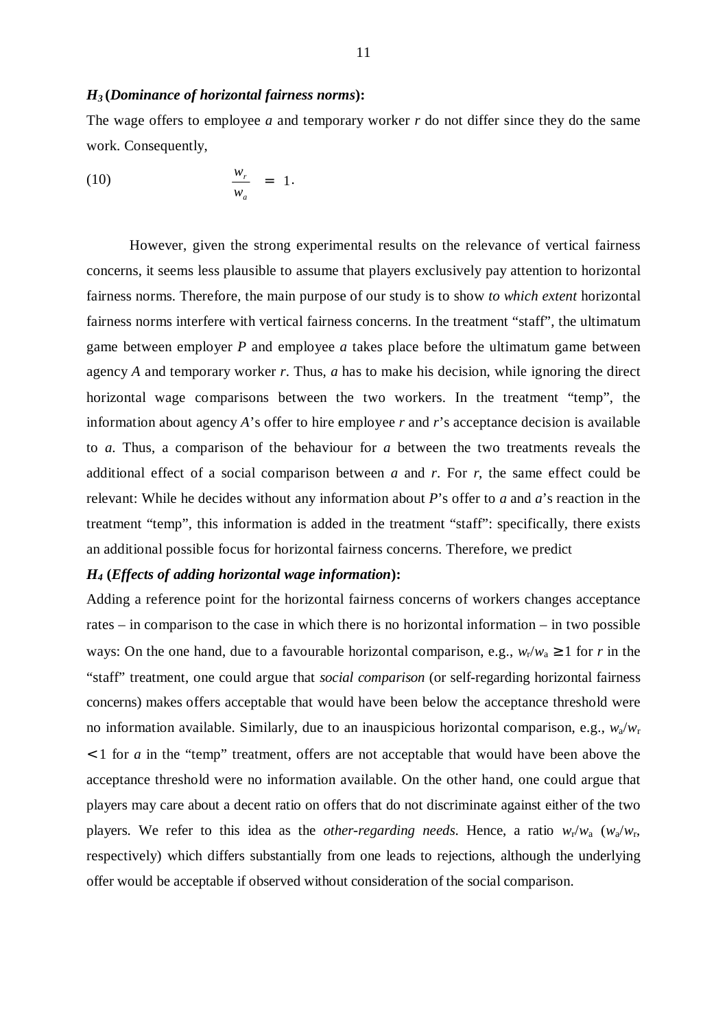***$H_3$* (*Dominance of horizontal fairness norms*):**

The wage offers to employee *a* and temporary worker *r* do not differ since they do the same work. Consequently,

$$\frac{w_r}{w_a} = 1. \tag{10}$$

However, given the strong experimental results on the relevance of vertical fairness concerns, it seems less plausible to assume that players exclusively pay attention to horizontal fairness norms. Therefore, the main purpose of our study is to show *to which extent* horizontal fairness norms interfere with vertical fairness concerns. In the treatment "staff", the ultimatum game between employer *P* and employee *a* takes place before the ultimatum game between agency *A* and temporary worker *r*. Thus, *a* has to make his decision, while ignoring the direct horizontal wage comparisons between the two workers. In the treatment "temp", the information about agency *A*'s offer to hire employee *r* and *r*'s acceptance decision is available to *a*. Thus, a comparison of the behaviour for *a* between the two treatments reveals the additional effect of a social comparison between *a* and *r*. For *r*, the same effect could be relevant: While he decides without any information about *P*'s offer to *a* and *a*'s reaction in the treatment "temp", this information is added in the treatment "staff": specifically, there exists an additional possible focus for horizontal fairness concerns. Therefore, we predict

***$H_4$* (*Effects of adding horizontal wage information*):**

Adding a reference point for the horizontal fairness concerns of workers changes acceptance rates – in comparison to the case in which there is no horizontal information – in two possible ways: On the one hand, due to a favourable horizontal comparison, e.g., $w_r/w_a \geq 1$ for *r* in the "staff" treatment, one could argue that *social comparison* (or self-regarding horizontal fairness concerns) makes offers acceptable that would have been below the acceptance threshold were no information available. Similarly, due to an inauspicious horizontal comparison, e.g., $w_a/w_r < 1$ for *a* in the "temp" treatment, offers are not acceptable that would have been above the acceptance threshold were no information available. On the other hand, one could argue that players may care about a decent ratio on offers that do not discriminate against either of the two players. We refer to this idea as the *other-regarding needs*. Hence, a ratio $w_r/w_a$ ($w_a/w_r$, respectively) which differs substantially from one leads to rejections, although the underlying offer would be acceptable if observed without consideration of the social comparison.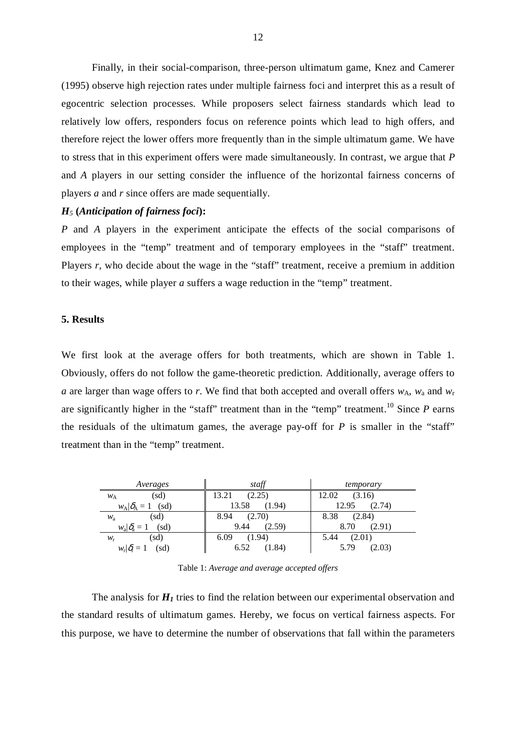Finally, in their social-comparison, three-person ultimatum game, Knez and Camerer (1995) observe high rejection rates under multiple fairness foci and interpret this as a result of egocentric selection processes. While proposers select fairness standards which lead to relatively low offers, responders focus on reference points which lead to high offers, and therefore reject the lower offers more frequently than in the simple ultimatum game. We have to stress that in this experiment offers were made simultaneously. In contrast, we argue that *P* and *A* players in our setting consider the influence of the horizontal fairness concerns of players *a* and *r* since offers are made sequentially.

***$H_5$* (*Anticipation of fairness foci*):**

*P* and *A* players in the experiment anticipate the effects of the social comparisons of employees in the "temp" treatment and of temporary employees in the "staff" treatment. Players *r*, who decide about the wage in the "staff" treatment, receive a premium in addition to their wages, while player *a* suffers a wage reduction in the "temp" treatment.

## 5. Results

We first look at the average offers for both treatments, which are shown in Table 1. Obviously, offers do not follow the game-theoretic prediction. Additionally, average offers to *a* are larger than wage offers to *r*. We find that both accepted and overall offers $w_A$, $w_a$ and $w_r$ are significantly higher in the "staff" treatment than in the "temp" treatment.[10] Since *P* earns the residuals of the ultimatum games, the average pay-off for *P* is smaller in the "staff" treatment than in the "temp" treatment.

| *Averages* | *staff* | *temporary* |
|---|---|---|
| $w_A$ (sd) | 13.21 (2.25) | 12.02 (3.16) |
| $w_A \mid \delta_A = 1$ (sd) | 13.58 (1.94) | 12.95 (2.74) |
| $w_a$ (sd) | 8.94 (2.70) | 8.38 (2.84) |
| $w_a \mid \delta_a = 1$ (sd) | 9.44 (2.59) | 8.70 (2.91) |
| $w_r$ (sd) | 6.09 (1.94) | 5.44 (2.01) |
| $w_r \mid \delta_r = 1$ (sd) | 6.52 (1.84) | 5.79 (2.03) |

Table 1: *Average and average accepted offers*

The analysis for ***$H_1$*** tries to find the relation between our experimental observation and the standard results of ultimatum games. Hereby, we focus on vertical fairness aspects. For this purpose, we have to determine the number of observations that fall within the parameters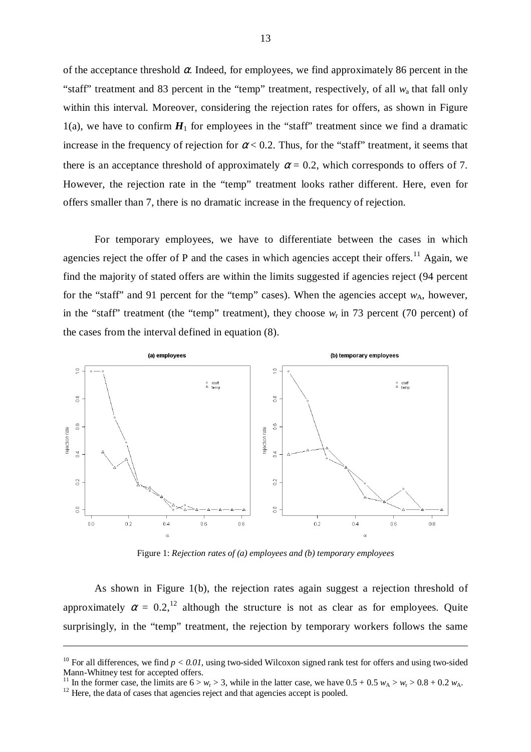of the acceptance threshold $\alpha$. Indeed, for employees, we find approximately 86 percent in the "staff" treatment and 83 percent in the "temp" treatment, respectively, of all $w_a$ that fall only within this interval. Moreover, considering the rejection rates for offers, as shown in Figure 1(a), we have to confirm $\boldsymbol{H}_1$ for employees in the "staff" treatment since we find a dramatic increase in the frequency of rejection for $\alpha < 0.2$. Thus, for the "staff" treatment, it seems that there is an acceptance threshold of approximately $\alpha = 0.2$, which corresponds to offers of 7. However, the rejection rate in the "temp" treatment looks rather different. Here, even for offers smaller than 7, there is no dramatic increase in the frequency of rejection.

For temporary employees, we have to differentiate between the cases in which agencies reject the offer of P and the cases in which agencies accept their offers.[11] Again, we find the majority of stated offers are within the limits suggested if agencies reject (94 percent for the "staff" and 91 percent for the "temp" cases). When the agencies accept $w_A$, however, in the "staff" treatment (the "temp" treatment), they choose $w_r$ in 73 percent (70 percent) of the cases from the interval defined in equation (8).

Figure 1: *Rejection rates of (a) employees and (b) temporary employees*

As shown in Figure 1(b), the rejection rates again suggest a rejection threshold of approximately $\alpha = 0.2$,[12] although the structure is not as clear as for employees. Quite surprisingly, in the "temp" treatment, the rejection by temporary workers follows the same

[10] For all differences, we find $p < 0.01$, using two-sided Wilcoxon signed rank test for offers and using two-sided Mann-Whitney test for accepted offers.

[11] In the former case, the limits are $6 > w_r > 3$, while in the latter case, we have $0.5 + 0.5\, w_A > w_r > 0.8 + 0.2\, w_A$.

[12] Here, the data of cases that agencies reject and that agencies accept is pooled.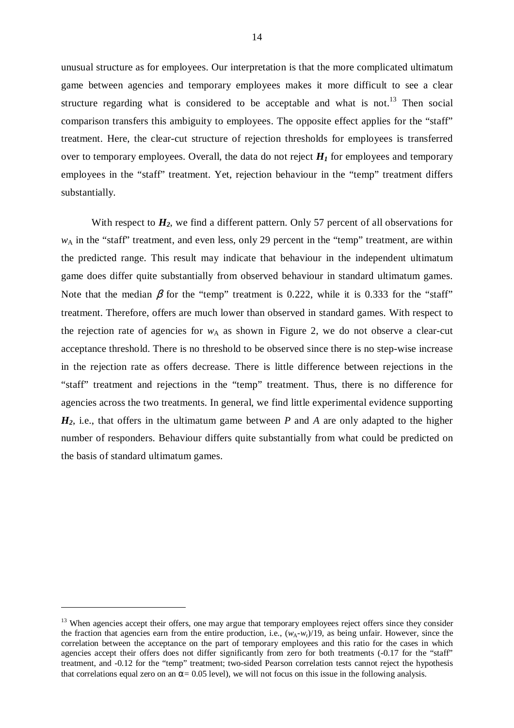unusual structure as for employees. Our interpretation is that the more complicated ultimatum game between agencies and temporary employees makes it more difficult to see a clear structure regarding what is considered to be acceptable and what is not.[13] Then social comparison transfers this ambiguity to employees. The opposite effect applies for the "staff" treatment. Here, the clear-cut structure of rejection thresholds for employees is transferred over to temporary employees. Overall, the data do not reject $\boldsymbol{H_1}$ for employees and temporary employees in the "staff" treatment. Yet, rejection behaviour in the "temp" treatment differs substantially.

With respect to $\boldsymbol{H_2}$, we find a different pattern. Only 57 percent of all observations for $w_A$ in the "staff" treatment, and even less, only 29 percent in the "temp" treatment, are within the predicted range. This result may indicate that behaviour in the independent ultimatum game does differ quite substantially from observed behaviour in standard ultimatum games. Note that the median $\beta$ for the "temp" treatment is 0.222, while it is 0.333 for the "staff" treatment. Therefore, offers are much lower than observed in standard games. With respect to the rejection rate of agencies for $w_A$ as shown in Figure 2, we do not observe a clear-cut acceptance threshold. There is no threshold to be observed since there is no step-wise increase in the rejection rate as offers decrease. There is little difference between rejections in the "staff" treatment and rejections in the "temp" treatment. Thus, there is no difference for agencies across the two treatments. In general, we find little experimental evidence supporting $\boldsymbol{H_2}$, i.e., that offers in the ultimatum game between *P* and *A* are only adapted to the higher number of responders. Behaviour differs quite substantially from what could be predicted on the basis of standard ultimatum games.

[13] When agencies accept their offers, one may argue that temporary employees reject offers since they consider the fraction that agencies earn from the entire production, i.e., $(w_A\text{-}w_t)/19$, as being unfair. However, since the correlation between the acceptance on the part of temporary employees and this ratio for the cases in which agencies accept their offers does not differ significantly from zero for both treatments (-0.17 for the "staff" treatment, and -0.12 for the "temp" treatment; two-sided Pearson correlation tests cannot reject the hypothesis that correlations equal zero on an $\alpha = 0.05$ level), we will not focus on this issue in the following analysis.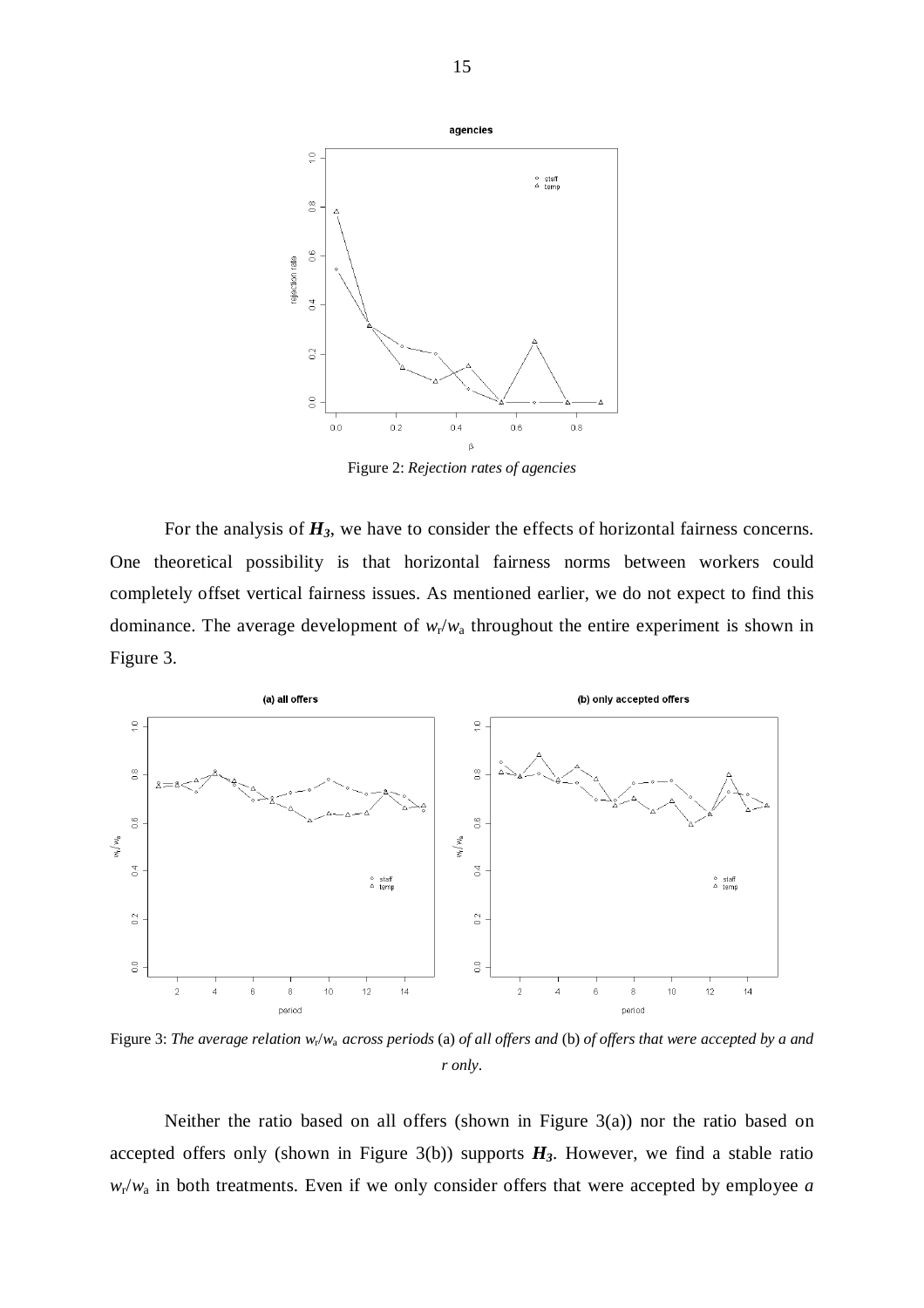Figure 2: *Rejection rates of agencies*

For the analysis of $\boldsymbol{H_3}$, we have to consider the effects of horizontal fairness concerns. One theoretical possibility is that horizontal fairness norms between workers could completely offset vertical fairness issues. As mentioned earlier, we do not expect to find this dominance. The average development of $w_r/w_a$ throughout the entire experiment is shown in Figure 3.

Figure 3: *The average relation* $w_r/w_a$ *across periods* (a) *of all offers and* (b) *of offers that were accepted by a and r only*.

Neither the ratio based on all offers (shown in Figure 3(a)) nor the ratio based on accepted offers only (shown in Figure 3(b)) supports $\boldsymbol{H_3}$. However, we find a stable ratio $w_r/w_a$ in both treatments. Even if we only consider offers that were accepted by employee *a*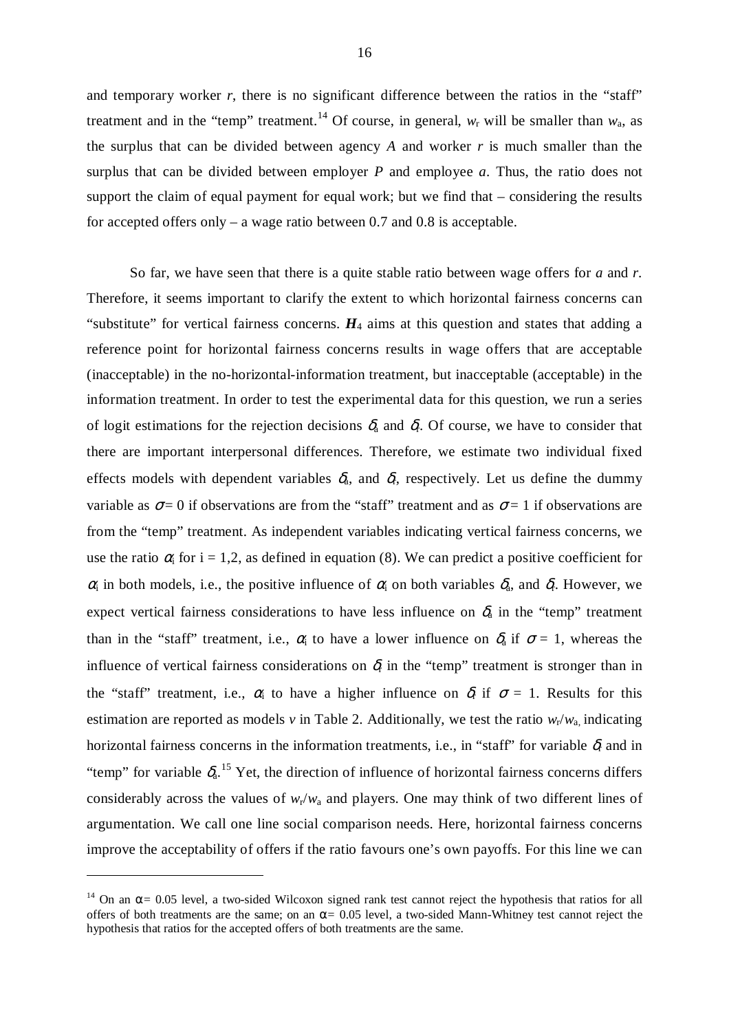and temporary worker *r*, there is no significant difference between the ratios in the "staff" treatment and in the "temp" treatment.[14] Of course, in general, $w_r$ will be smaller than $w_a$, as the surplus that can be divided between agency *A* and worker *r* is much smaller than the surplus that can be divided between employer *P* and employee *a*. Thus, the ratio does not support the claim of equal payment for equal work; but we find that – considering the results for accepted offers only – a wage ratio between 0.7 and 0.8 is acceptable.

So far, we have seen that there is a quite stable ratio between wage offers for *a* and *r*. Therefore, it seems important to clarify the extent to which horizontal fairness concerns can "substitute" for vertical fairness concerns. $\boldsymbol{H}_4$ aims at this question and states that adding a reference point for horizontal fairness concerns results in wage offers that are acceptable (inacceptable) in the no-horizontal-information treatment, but inacceptable (acceptable) in the information treatment. In order to test the experimental data for this question, we run a series of logit estimations for the rejection decisions $\delta_a$ and $\delta_r$. Of course, we have to consider that there are important interpersonal differences. Therefore, we estimate two individual fixed effects models with dependent variables $\delta_a$, and $\delta_r$, respectively. Let us define the dummy variable as $\sigma = 0$ if observations are from the "staff" treatment and as $\sigma = 1$ if observations are from the "temp" treatment. As independent variables indicating vertical fairness concerns, we use the ratio $\alpha_i$ for i = 1,2, as defined in equation (8). We can predict a positive coefficient for $\alpha_i$ in both models, i.e., the positive influence of $\alpha_i$ on both variables $\delta_a$, and $\delta_r$. However, we expect vertical fairness considerations to have less influence on $\delta_a$ in the "temp" treatment than in the "staff" treatment, i.e., $\alpha_i$ to have a lower influence on $\delta_a$ if $\sigma = 1$, whereas the influence of vertical fairness considerations on $\delta_r$ in the "temp" treatment is stronger than in the "staff" treatment, i.e., $\alpha_i$ to have a higher influence on $\delta_r$ if $\sigma = 1$. Results for this estimation are reported as models *v* in Table 2. Additionally, we test the ratio $w_r/w_a$ indicating horizontal fairness concerns in the information treatments, i.e., in "staff" for variable $\delta_r$ and in "temp" for variable $\delta_a$.[15] Yet, the direction of influence of horizontal fairness concerns differs considerably across the values of $w_r/w_a$ and players. One may think of two different lines of argumentation. We call one line social comparison needs. Here, horizontal fairness concerns improve the acceptability of offers if the ratio favours one's own payoffs. For this line we can

[14] On an $\alpha = 0.05$ level, a two-sided Wilcoxon signed rank test cannot reject the hypothesis that ratios for all offers of both treatments are the same; on an $\alpha = 0.05$ level, a two-sided Mann-Whitney test cannot reject the hypothesis that ratios for the accepted offers of both treatments are the same.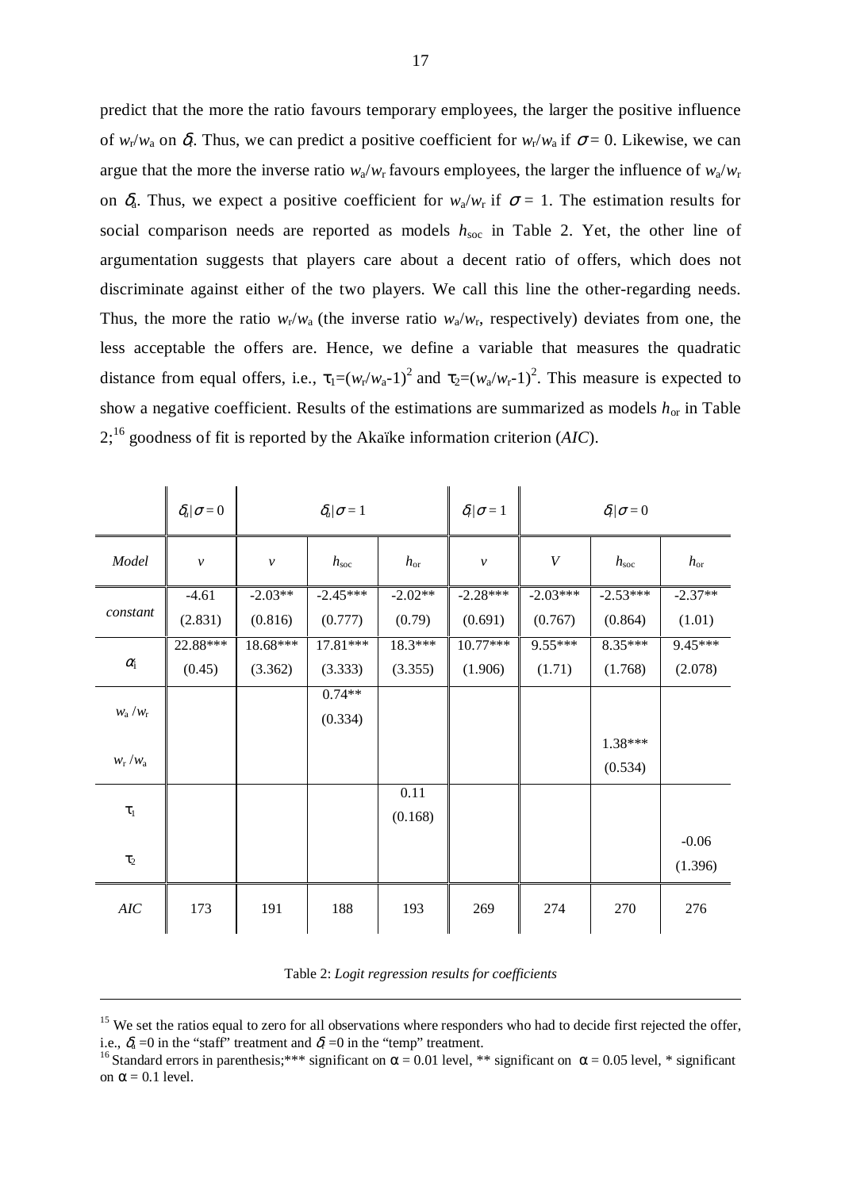predict that the more the ratio favours temporary employees, the larger the positive influence of $w_r/w_a$ on $\delta_r$. Thus, we can predict a positive coefficient for $w_r/w_a$ if $\sigma = 0$. Likewise, we can argue that the more the inverse ratio $w_a/w_r$ favours employees, the larger the influence of $w_a/w_r$ on $\delta_a$. Thus, we expect a positive coefficient for $w_a/w_r$ if $\sigma = 1$. The estimation results for social comparison needs are reported as models $h_{soc}$ in Table 2. Yet, the other line of argumentation suggests that players care about a decent ratio of offers, which does not discriminate against either of the two players. We call this line the other-regarding needs. Thus, the more the ratio $w_r/w_a$ (the inverse ratio $w_a/w_r$, respectively) deviates from one, the less acceptable the offers are. Hence, we define a variable that measures the quadratic distance from equal offers, i.e., $\tau_1=(w_r/w_a-1)^2$ and $\tau_2=(w_a/w_r-1)^2$. This measure is expected to show a negative coefficient. Results of the estimations are summarized as models $h_{or}$ in Table 2;[16] goodness of fit is reported by the Akaïke information criterion (*AIC*).

| | $\delta_a \mid \sigma = 0$ | $\delta_a \mid \sigma = 1$ | | | $\delta_r \mid \sigma = 1$ | $\delta_r \mid \sigma = 0$ | | |
|---|---|---|---|---|---|---|---|---|
| *Model* | $v$ | $v$ | $h_{soc}$ | $h_{or}$ | $v$ | $V$ | $h_{soc}$ | $h_{or}$ |
| *constant* | -4.61<br>(2.831) | -2.03**<br>(0.816) | -2.45***<br>(0.777) | -2.02**<br>(0.79) | -2.28***<br>(0.691) | -2.03***<br>(0.767) | -2.53***<br>(0.864) | -2.37**<br>(1.01) |
| $\alpha_i$ | 22.88***<br>(0.45) | 18.68***<br>(3.362) | 17.81***<br>(3.333) | 18.3***<br>(3.355) | 10.77***<br>(1.906) | 9.55***<br>(1.71) | 8.35***<br>(1.768) | 9.45***<br>(2.078) |
| $w_a/w_r$ | | | 0.74**<br>(0.334) | | | | | |
| $w_r/w_a$ | | | | | | | 1.38***<br>(0.534) | |
| $\tau_1$ | | | | 0.11<br>(0.168) | | | | |
| $\tau_2$ | | | | | | | | -0.06<br>(1.396) |
| *AIC* | 173 | 191 | 188 | 193 | 269 | 274 | 270 | 276 |

Table 2: *Logit regression results for coefficients*

[15] We set the ratios equal to zero for all observations where responders who had to decide first rejected the offer, i.e., $\delta_r = 0$ in the "staff" treatment and $\delta_r = 0$ in the "temp" treatment.

[16] Standard errors in parenthesis;*** significant on $\alpha = 0.01$ level, ** significant on $\alpha = 0.05$ level, * significant on $\alpha = 0.1$ level.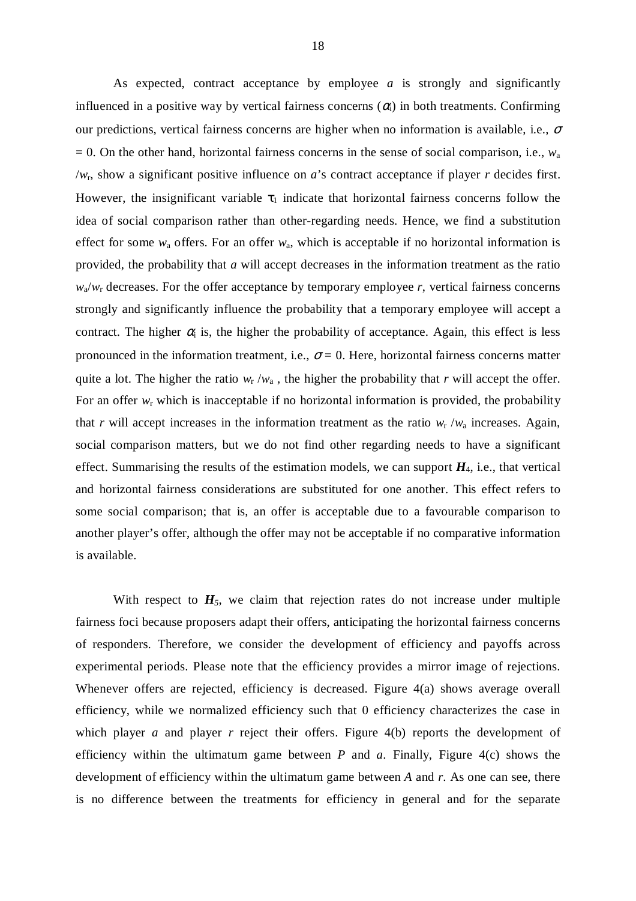As expected, contract acceptance by employee *a* is strongly and significantly influenced in a positive way by vertical fairness concerns ($\alpha_i$) in both treatments. Confirming our predictions, vertical fairness concerns are higher when no information is available, i.e., $\sigma = 0$. On the other hand, horizontal fairness concerns in the sense of social comparison, i.e., $w_a / w_r$, show a significant positive influence on *a*'s contract acceptance if player *r* decides first. However, the insignificant variable $\tau_1$ indicate that horizontal fairness concerns follow the idea of social comparison rather than other-regarding needs. Hence, we find a substitution effect for some $w_a$ offers. For an offer $w_a$, which is acceptable if no horizontal information is provided, the probability that *a* will accept decreases in the information treatment as the ratio $w_a/w_r$ decreases. For the offer acceptance by temporary employee *r*, vertical fairness concerns strongly and significantly influence the probability that a temporary employee will accept a contract. The higher $\alpha_i$ is, the higher the probability of acceptance. Again, this effect is less pronounced in the information treatment, i.e., $\sigma = 0$. Here, horizontal fairness concerns matter quite a lot. The higher the ratio $w_r / w_a$ , the higher the probability that *r* will accept the offer. For an offer $w_r$ which is inacceptable if no horizontal information is provided, the probability that *r* will accept increases in the information treatment as the ratio $w_r / w_a$ increases. Again, social comparison matters, but we do not find other regarding needs to have a significant effect. Summarising the results of the estimation models, we can support ***H***$_4$, i.e., that vertical and horizontal fairness considerations are substituted for one another. This effect refers to some social comparison; that is, an offer is acceptable due to a favourable comparison to another player's offer, although the offer may not be acceptable if no comparative information is available.

With respect to ***H$_5$***, we claim that rejection rates do not increase under multiple fairness foci because proposers adapt their offers, anticipating the horizontal fairness concerns of responders. Therefore, we consider the development of efficiency and payoffs across experimental periods. Please note that the efficiency provides a mirror image of rejections. Whenever offers are rejected, efficiency is decreased. Figure 4(a) shows average overall efficiency, while we normalized efficiency such that 0 efficiency characterizes the case in which player *a* and player *r* reject their offers. Figure 4(b) reports the development of efficiency within the ultimatum game between *P* and *a*. Finally, Figure 4(c) shows the development of efficiency within the ultimatum game between *A* and *r*. As one can see, there is no difference between the treatments for efficiency in general and for the separate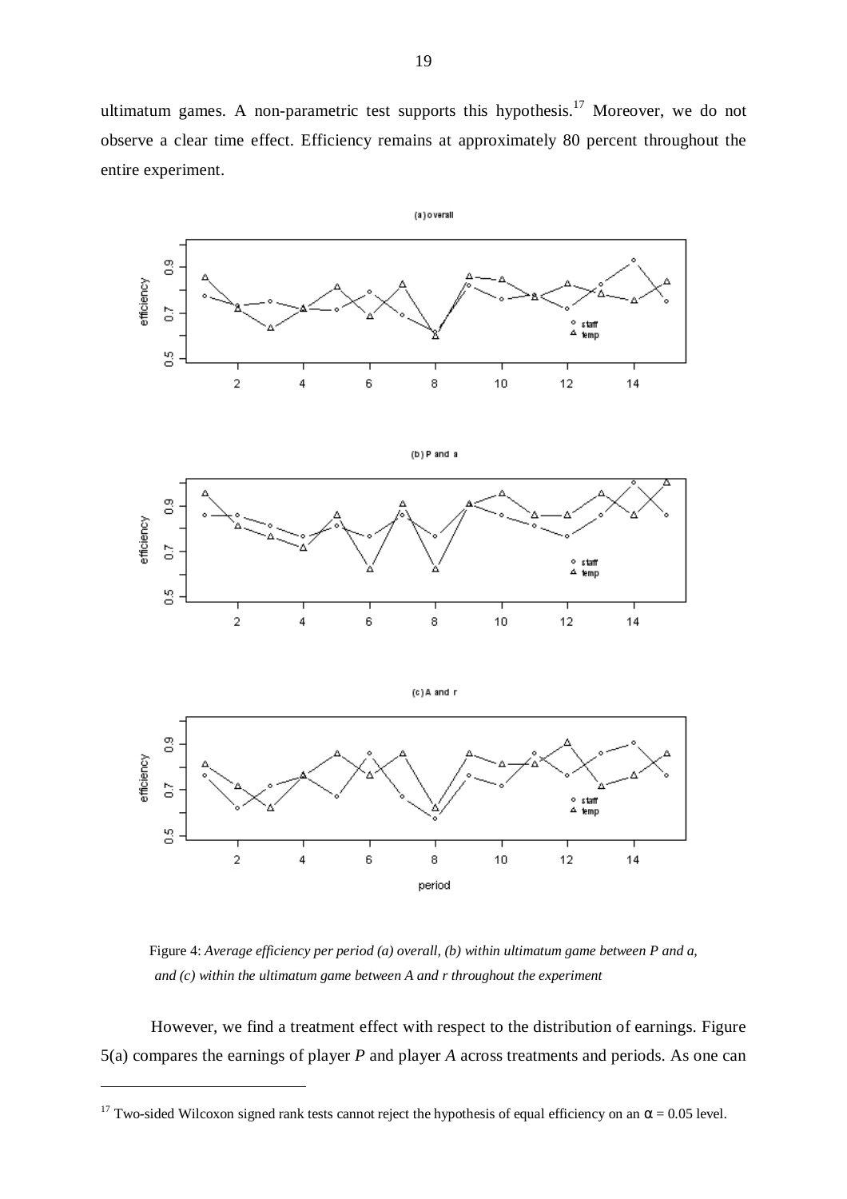ultimatum games. A non-parametric test supports this hypothesis.[17] Moreover, we do not observe a clear time effect. Efficiency remains at approximately 80 percent throughout the entire experiment.

Figure 4: *Average efficiency per period (a) overall, (b) within ultimatum game between P and a, and (c) within the ultimatum game between A and r throughout the experiment*

However, we find a treatment effect with respect to the distribution of earnings. Figure 5(a) compares the earnings of player *P* and player *A* across treatments and periods. As one can

[17] Two-sided Wilcoxon signed rank tests cannot reject the hypothesis of equal efficiency on an $\alpha = 0.05$ level.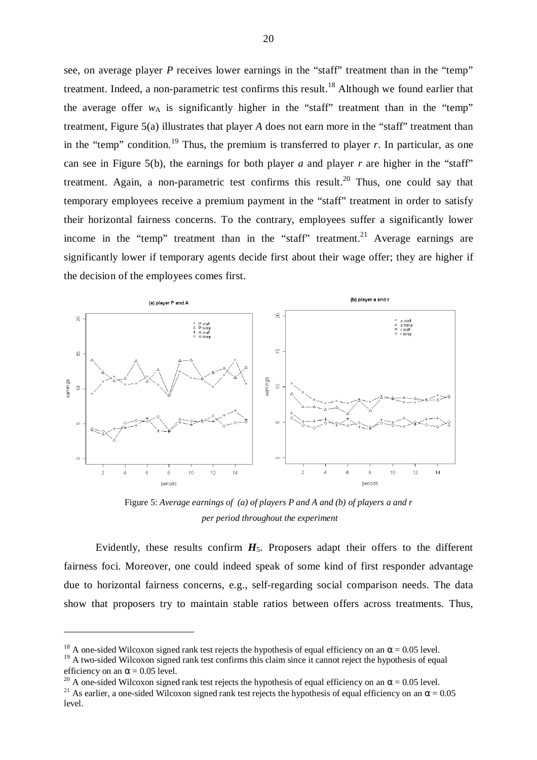see, on average player *P* receives lower earnings in the "staff" treatment than in the "temp" treatment. Indeed, a non-parametric test confirms this result.[18] Although we found earlier that the average offer $w_A$ is significantly higher in the "staff" treatment than in the "temp" treatment, Figure 5(a) illustrates that player *A* does not earn more in the "staff" treatment than in the "temp" condition.[19] Thus, the premium is transferred to player *r*. In particular, as one can see in Figure 5(b), the earnings for both player *a* and player *r* are higher in the "staff" treatment. Again, a non-parametric test confirms this result.[20] Thus, one could say that temporary employees receive a premium payment in the "staff" treatment in order to satisfy their horizontal fairness concerns. To the contrary, employees suffer a significantly lower income in the "temp" treatment than in the "staff" treatment.[21] Average earnings are significantly lower if temporary agents decide first about their wage offer; they are higher if the decision of the employees comes first.

Figure 5: *Average earnings of (a) of players P and A and (b) of players a and r per period throughout the experiment*

Evidently, these results confirm $H_5$. Proposers adapt their offers to the different fairness foci. Moreover, one could indeed speak of some kind of first responder advantage due to horizontal fairness concerns, e.g., self-regarding social comparison needs. The data show that proposers try to maintain stable ratios between offers across treatments. Thus,

---

[18] A one-sided Wilcoxon signed rank test rejects the hypothesis of equal efficiency on an $\alpha = 0.05$ level.

[19] A two-sided Wilcoxon signed rank test confirms this claim since it cannot reject the hypothesis of equal efficiency on an $\alpha = 0.05$ level.

[20] A one-sided Wilcoxon signed rank test rejects the hypothesis of equal efficiency on an $\alpha = 0.05$ level.

[21] As earlier, a one-sided Wilcoxon signed rank test rejects the hypothesis of equal efficiency on an $\alpha = 0.05$ level.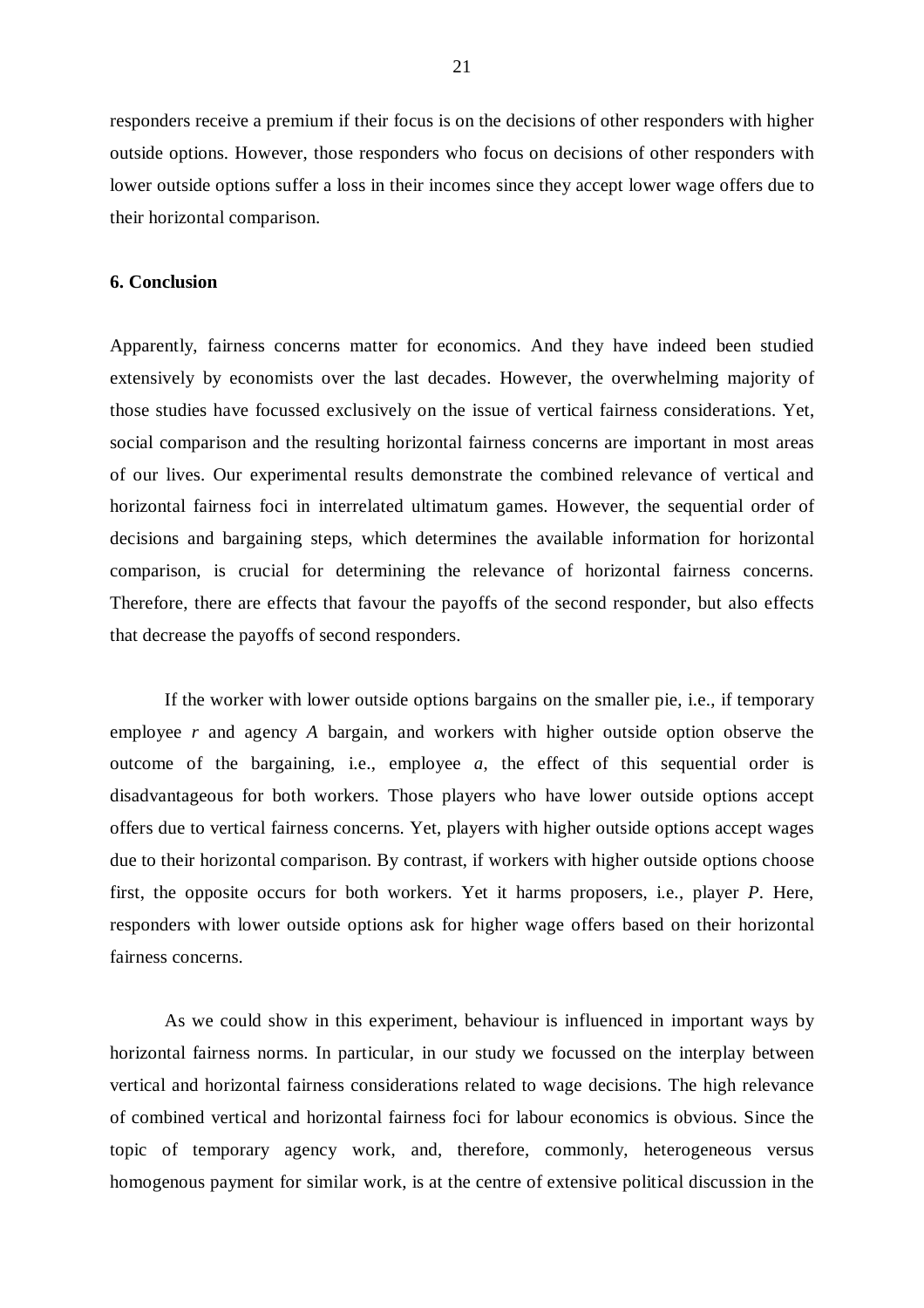responders receive a premium if their focus is on the decisions of other responders with higher outside options. However, those responders who focus on decisions of other responders with lower outside options suffer a loss in their incomes since they accept lower wage offers due to their horizontal comparison.

### 6. Conclusion

Apparently, fairness concerns matter for economics. And they have indeed been studied extensively by economists over the last decades. However, the overwhelming majority of those studies have focussed exclusively on the issue of vertical fairness considerations. Yet, social comparison and the resulting horizontal fairness concerns are important in most areas of our lives. Our experimental results demonstrate the combined relevance of vertical and horizontal fairness foci in interrelated ultimatum games. However, the sequential order of decisions and bargaining steps, which determines the available information for horizontal comparison, is crucial for determining the relevance of horizontal fairness concerns. Therefore, there are effects that favour the payoffs of the second responder, but also effects that decrease the payoffs of second responders.

If the worker with lower outside options bargains on the smaller pie, i.e., if temporary employee *r* and agency *A* bargain, and workers with higher outside option observe the outcome of the bargaining, i.e., employee *a*, the effect of this sequential order is disadvantageous for both workers. Those players who have lower outside options accept offers due to vertical fairness concerns. Yet, players with higher outside options accept wages due to their horizontal comparison. By contrast, if workers with higher outside options choose first, the opposite occurs for both workers. Yet it harms proposers, i.e., player *P*. Here, responders with lower outside options ask for higher wage offers based on their horizontal fairness concerns.

As we could show in this experiment, behaviour is influenced in important ways by horizontal fairness norms. In particular, in our study we focussed on the interplay between vertical and horizontal fairness considerations related to wage decisions. The high relevance of combined vertical and horizontal fairness foci for labour economics is obvious. Since the topic of temporary agency work, and, therefore, commonly, heterogeneous versus homogenous payment for similar work, is at the centre of extensive political discussion in the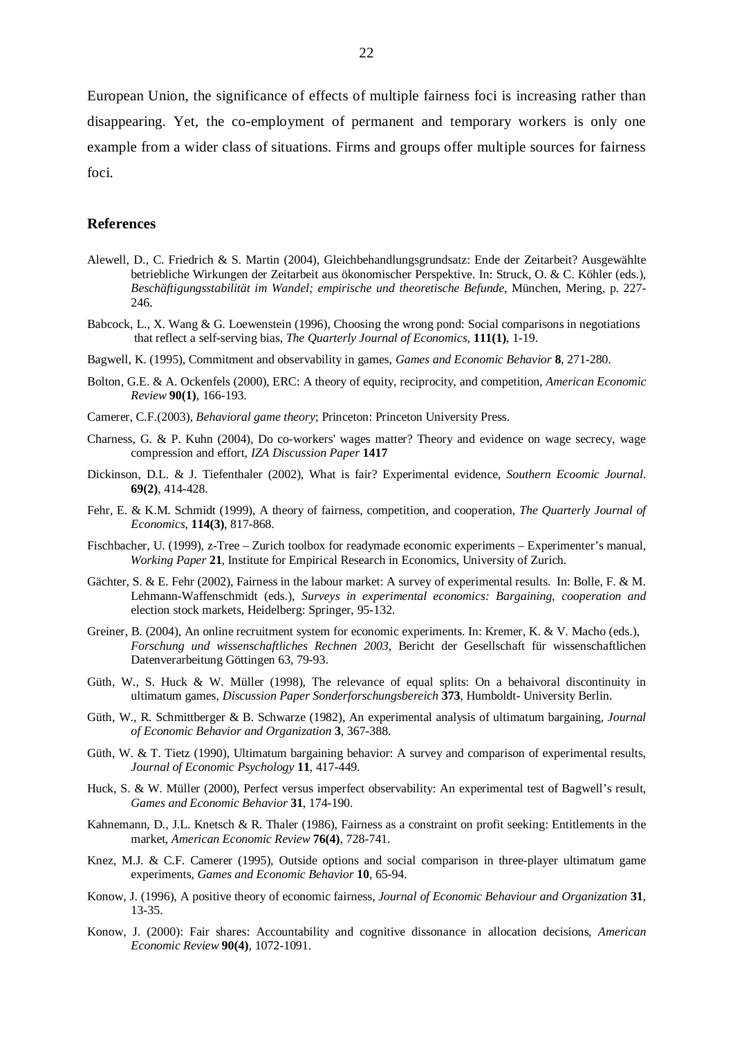European Union, the significance of effects of multiple fairness foci is increasing rather than disappearing. Yet, the co-employment of permanent and temporary workers is only one example from a wider class of situations. Firms and groups offer multiple sources for fairness foci.

## References

Alewell, D., C. Friedrich & S. Martin (2004), Gleichbehandlungsgrundsatz: Ende der Zeitarbeit? Ausgewählte betriebliche Wirkungen der Zeitarbeit aus ökonomischer Perspektive. In: Struck, O. & C. Köhler (eds.), *Beschäftigungsstabilität im Wandel; empirische und theoretische Befunde*, München, Mering, p. 227-246.

Babcock, L., X. Wang & G. Loewenstein (1996), Choosing the wrong pond: Social comparisons in negotiations that reflect a self-serving bias, *The Quarterly Journal of Economics*, **111(1)**, 1-19.

Bagwell, K. (1995), Commitment and observability in games, *Games and Economic Behavior* **8**, 271-280.

Bolton, G.E. & A. Ockenfels (2000), ERC: A theory of equity, reciprocity, and competition, *American Economic Review* **90(1)**, 166-193.

Camerer, C.F.(2003), *Behavioral game theory*; Princeton: Princeton University Press.

Charness, G. & P. Kuhn (2004), Do co-workers' wages matter? Theory and evidence on wage secrecy, wage compression and effort, *IZA Discussion Paper* **1417**

Dickinson, D.L. & J. Tiefenthaler (2002), What is fair? Experimental evidence, *Southern Ecoomic Journal*. **69(2)**, 414-428.

Fehr, E. & K.M. Schmidt (1999), A theory of fairness, competition, and cooperation, *The Quarterly Journal of Economics*, **114(3)**, 817-868.

Fischbacher, U. (1999), z-Tree – Zurich toolbox for readymade economic experiments – Experimenter's manual, *Working Paper* **21**, Institute for Empirical Research in Economics, University of Zurich.

Gächter, S. & E. Fehr (2002), Fairness in the labour market: A survey of experimental results. In: Bolle, F. & M. Lehmann-Waffenschmidt (eds.), *Surveys in experimental economics: Bargaining, cooperation and* election stock markets, Heidelberg: Springer, 95-132.

Greiner, B. (2004), An online recruitment system for economic experiments. In: Kremer, K. & V. Macho (eds.), *Forschung und wissenschaftliches Rechnen 2003*, Bericht der Gesellschaft für wissenschaftlichen Datenverarbeitung Göttingen 63, 79-93.

Güth, W., S. Huck & W. Müller (1998), The relevance of equal splits: On a behaivoral discontinuity in ultimatum games, *Discussion Paper Sonderforschungsbereich* **373**, Humboldt- University Berlin.

Güth, W., R. Schmittberger & B. Schwarze (1982), An experimental analysis of ultimatum bargaining, *Journal of Economic Behavior and Organization* **3**, 367-388.

Güth, W. & T. Tietz (1990), Ultimatum bargaining behavior: A survey and comparison of experimental results, *Journal of Economic Psychology* **11**, 417-449.

Huck, S. & W. Müller (2000), Perfect versus imperfect observability: An experimental test of Bagwell's result, *Games and Economic Behavior* **31**, 174-190.

Kahnemann, D., J.L. Knetsch & R. Thaler (1986), Fairness as a constraint on profit seeking: Entitlements in the market, *American Economic Review* **76(4)**, 728-741.

Knez, M.J. & C.F. Camerer (1995), Outside options and social comparison in three-player ultimatum game experiments, *Games and Economic Behavior* **10**, 65-94.

Konow, J. (1996), A positive theory of economic fairness, *Journal of Economic Behaviour and Organization* **31**, 13-35.

Konow, J. (2000): Fair shares: Accountability and cognitive dissonance in allocation decisions, *American Economic Review* **90(4)**, 1072-1091.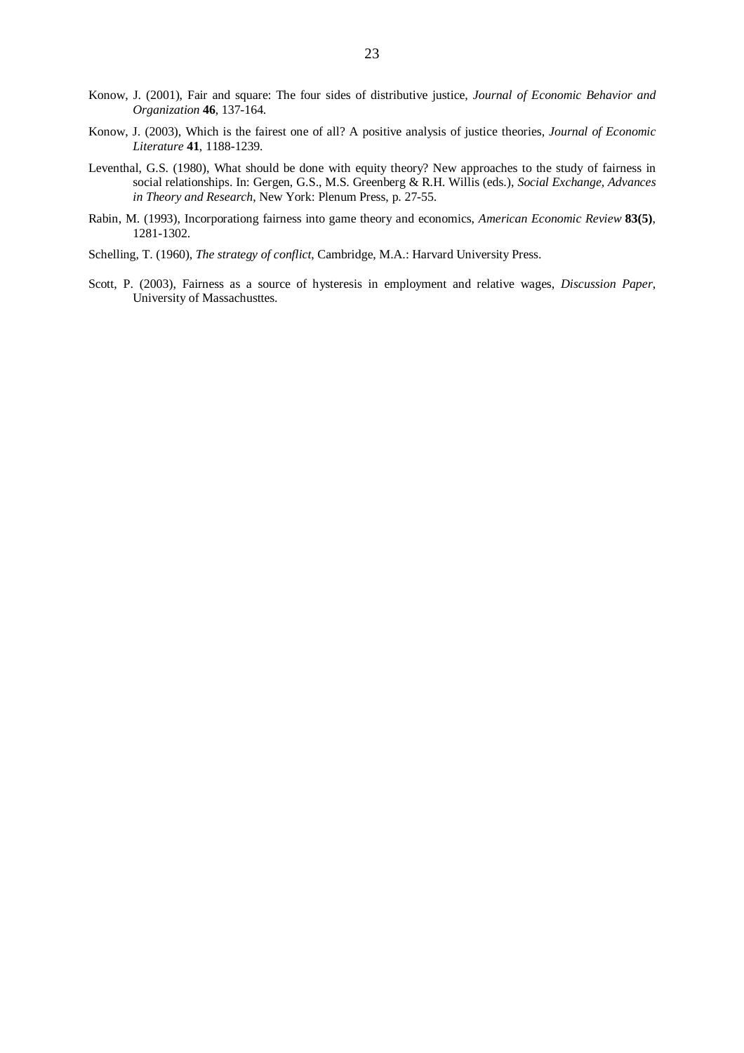Konow, J. (2001), Fair and square: The four sides of distributive justice, *Journal of Economic Behavior and Organization* **46**, 137-164.

Konow, J. (2003), Which is the fairest one of all? A positive analysis of justice theories, *Journal of Economic Literature* **41**, 1188-1239.

Leventhal, G.S. (1980), What should be done with equity theory? New approaches to the study of fairness in social relationships. In: Gergen, G.S., M.S. Greenberg & R.H. Willis (eds.), *Social Exchange, Advances in Theory and Research*, New York: Plenum Press, p. 27-55.

Rabin, M. (1993), Incorporationg fairness into game theory and economics, *American Economic Review* **83(5)**, 1281-1302.

Schelling, T. (1960), *The strategy of conflict*, Cambridge, M.A.: Harvard University Press.

Scott, P. (2003), Fairness as a source of hysteresis in employment and relative wages, *Discussion Paper*, University of Massachusttes.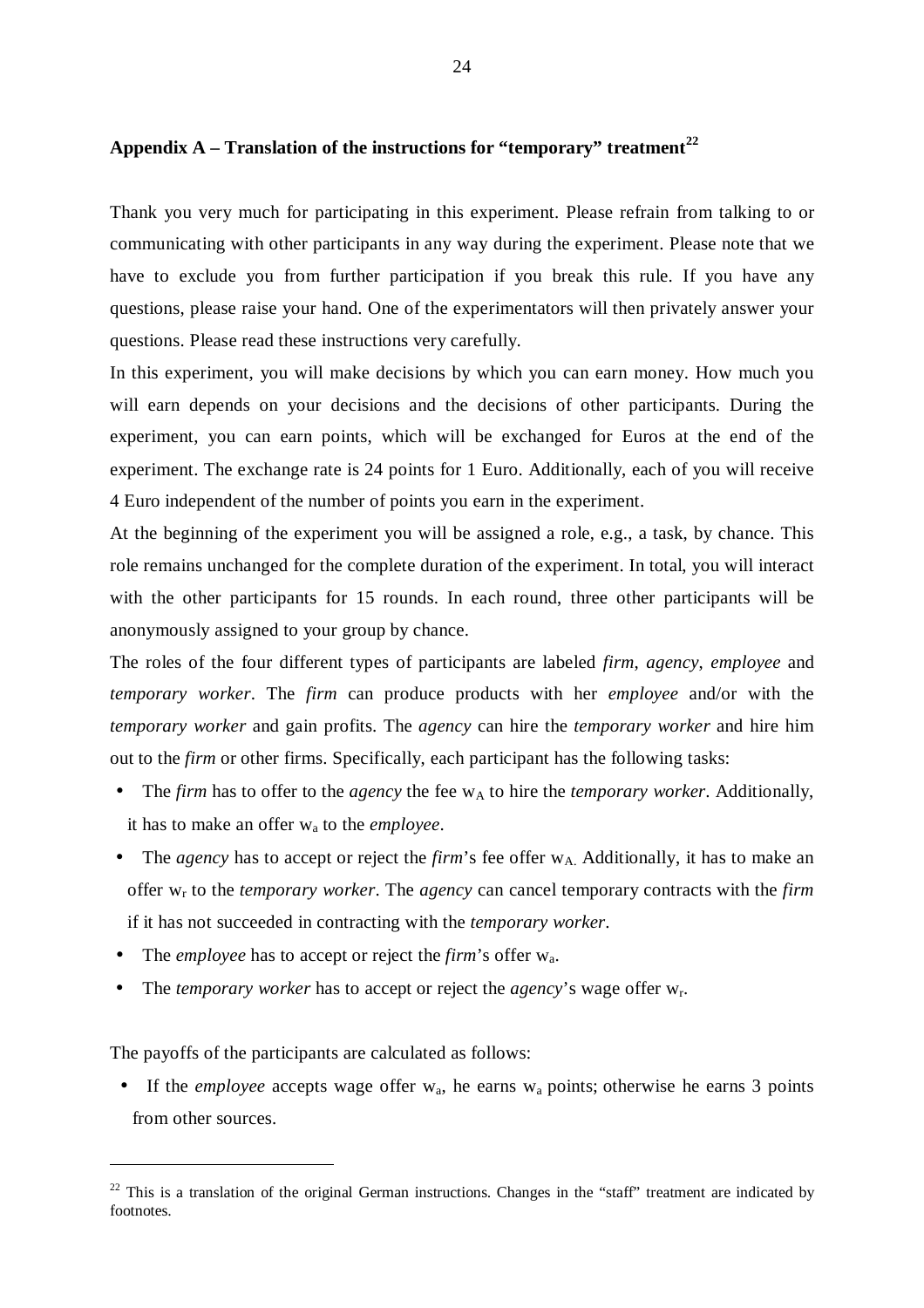## Appendix A – Translation of the instructions for "temporary" treatment[22]

Thank you very much for participating in this experiment. Please refrain from talking to or communicating with other participants in any way during the experiment. Please note that we have to exclude you from further participation if you break this rule. If you have any questions, please raise your hand. One of the experimentators will then privately answer your questions. Please read these instructions very carefully.

In this experiment, you will make decisions by which you can earn money. How much you will earn depends on your decisions and the decisions of other participants. During the experiment, you can earn points, which will be exchanged for Euros at the end of the experiment. The exchange rate is 24 points for 1 Euro. Additionally, each of you will receive 4 Euro independent of the number of points you earn in the experiment.

At the beginning of the experiment you will be assigned a role, e.g., a task, by chance. This role remains unchanged for the complete duration of the experiment. In total, you will interact with the other participants for 15 rounds. In each round, three other participants will be anonymously assigned to your group by chance.

The roles of the four different types of participants are labeled *firm*, *agency*, *employee* and *temporary worker*. The *firm* can produce products with her *employee* and/or with the *temporary worker* and gain profits. The *agency* can hire the *temporary worker* and hire him out to the *firm* or other firms. Specifically, each participant has the following tasks:

- The *firm* has to offer to the *agency* the fee $w_A$ to hire the *temporary worker*. Additionally, it has to make an offer $w_a$ to the *employee*.
- The *agency* has to accept or reject the *firm*'s fee offer $w_A$. Additionally, it has to make an offer $w_r$ to the *temporary worker*. The *agency* can cancel temporary contracts with the *firm* if it has not succeeded in contracting with the *temporary worker*.
- The *employee* has to accept or reject the *firm*'s offer $w_a$.
- The *temporary worker* has to accept or reject the *agency*'s wage offer $w_r$.

The payoffs of the participants are calculated as follows:

- If the *employee* accepts wage offer $w_a$, he earns $w_a$ points; otherwise he earns 3 points from other sources.

[22] This is a translation of the original German instructions. Changes in the "staff" treatment are indicated by footnotes.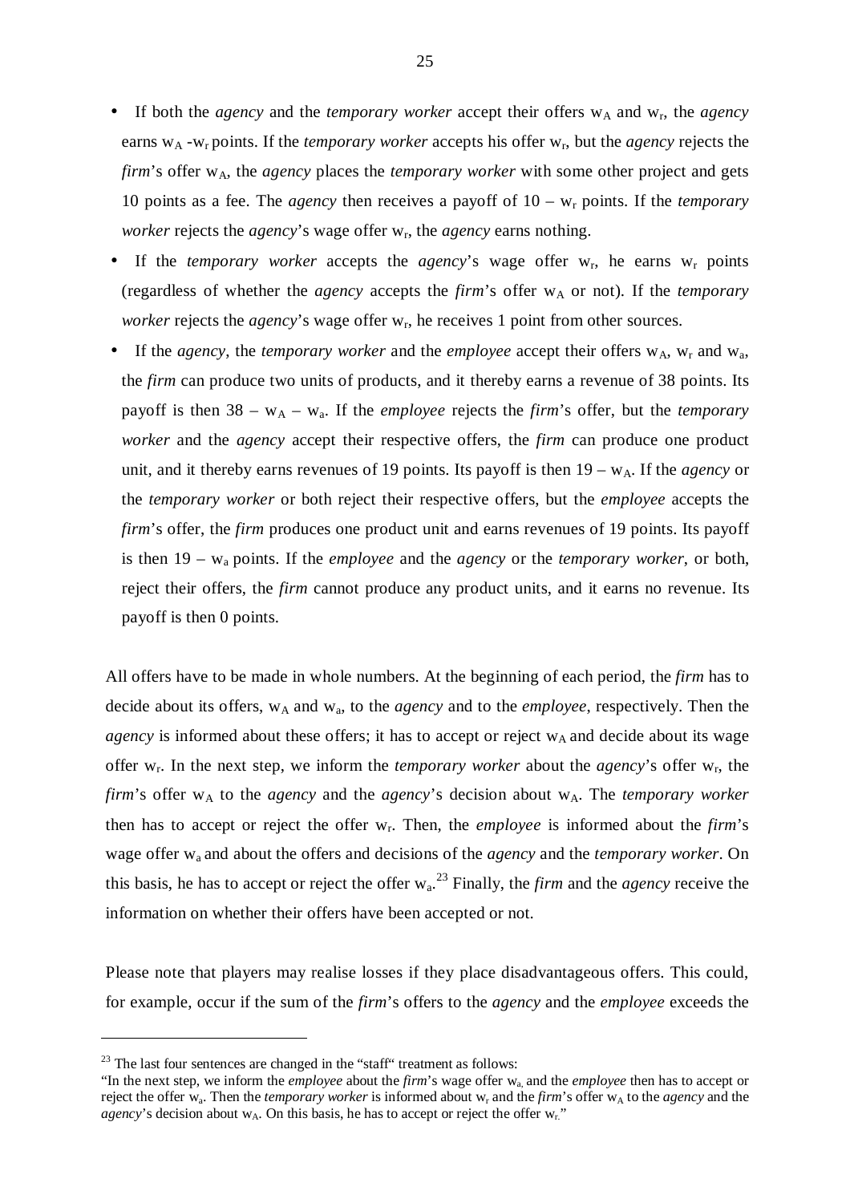- If both the *agency* and the *temporary worker* accept their offers $w_A$ and $w_r$, the *agency* earns $w_A - w_r$ points. If the *temporary worker* accepts his offer $w_r$, but the *agency* rejects the *firm*'s offer $w_A$, the *agency* places the *temporary worker* with some other project and gets 10 points as a fee. The *agency* then receives a payoff of $10 - w_r$ points. If the *temporary worker* rejects the *agency*'s wage offer $w_r$, the *agency* earns nothing.
- If the *temporary worker* accepts the *agency*'s wage offer $w_r$, he earns $w_r$ points (regardless of whether the *agency* accepts the *firm*'s offer $w_A$ or not). If the *temporary worker* rejects the *agency*'s wage offer $w_r$, he receives 1 point from other sources.
- If the *agency*, the *temporary worker* and the *employee* accept their offers $w_A$, $w_r$ and $w_a$, the *firm* can produce two units of products, and it thereby earns a revenue of 38 points. Its payoff is then $38 - w_A - w_a$. If the *employee* rejects the *firm*'s offer, but the *temporary worker* and the *agency* accept their respective offers, the *firm* can produce one product unit, and it thereby earns revenues of 19 points. Its payoff is then $19 - w_A$. If the *agency* or the *temporary worker* or both reject their respective offers, but the *employee* accepts the *firm*'s offer, the *firm* produces one product unit and earns revenues of 19 points. Its payoff is then $19 - w_a$ points. If the *employee* and the *agency* or the *temporary worker*, or both, reject their offers, the *firm* cannot produce any product units, and it earns no revenue. Its payoff is then 0 points.

All offers have to be made in whole numbers. At the beginning of each period, the *firm* has to decide about its offers, $w_A$ and $w_a$, to the *agency* and to the *employee*, respectively. Then the *agency* is informed about these offers; it has to accept or reject $w_A$ and decide about its wage offer $w_r$. In the next step, we inform the *temporary worker* about the *agency*'s offer $w_r$, the *firm*'s offer $w_A$ to the *agency* and the *agency*'s decision about $w_A$. The *temporary worker* then has to accept or reject the offer $w_r$. Then, the *employee* is informed about the *firm*'s wage offer $w_a$ and about the offers and decisions of the *agency* and the *temporary worker*. On this basis, he has to accept or reject the offer $w_a$.[23] Finally, the *firm* and the *agency* receive the information on whether their offers have been accepted or not.

Please note that players may realise losses if they place disadvantageous offers. This could, for example, occur if the sum of the *firm*'s offers to the *agency* and the *employee* exceeds the

[23] The last four sentences are changed in the "staff" treatment as follows:
"In the next step, we inform the *employee* about the *firm*'s wage offer $w_a$, and the *employee* then has to accept or reject the offer $w_a$. Then the *temporary worker* is informed about $w_r$ and the *firm*'s offer $w_A$ to the *agency* and the *agency*'s decision about $w_A$. On this basis, he has to accept or reject the offer $w_r$."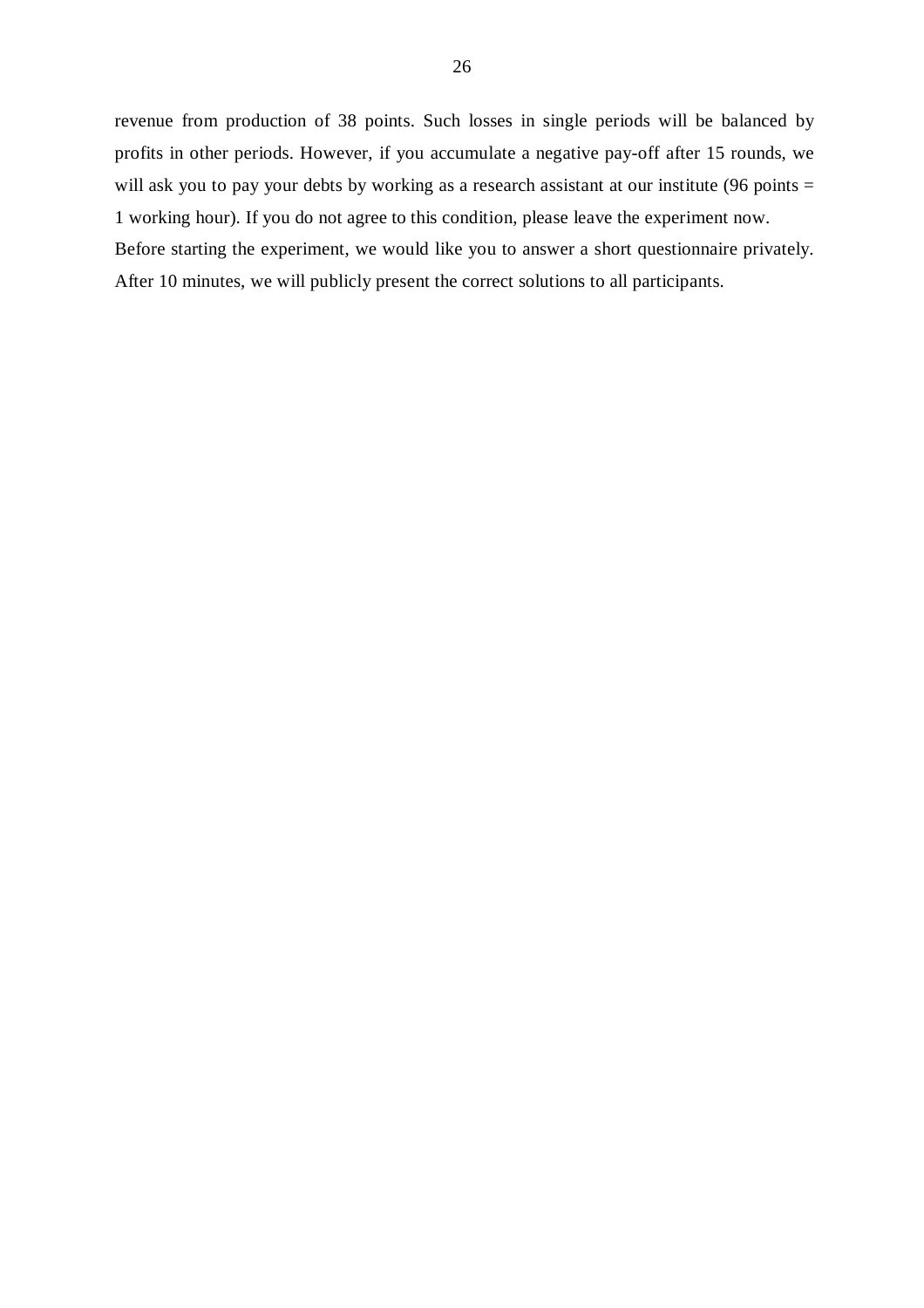revenue from production of 38 points. Such losses in single periods will be balanced by profits in other periods. However, if you accumulate a negative pay-off after 15 rounds, we will ask you to pay your debts by working as a research assistant at our institute (96 points = 1 working hour). If you do not agree to this condition, please leave the experiment now.

Before starting the experiment, we would like you to answer a short questionnaire privately. After 10 minutes, we will publicly present the correct solutions to all participants.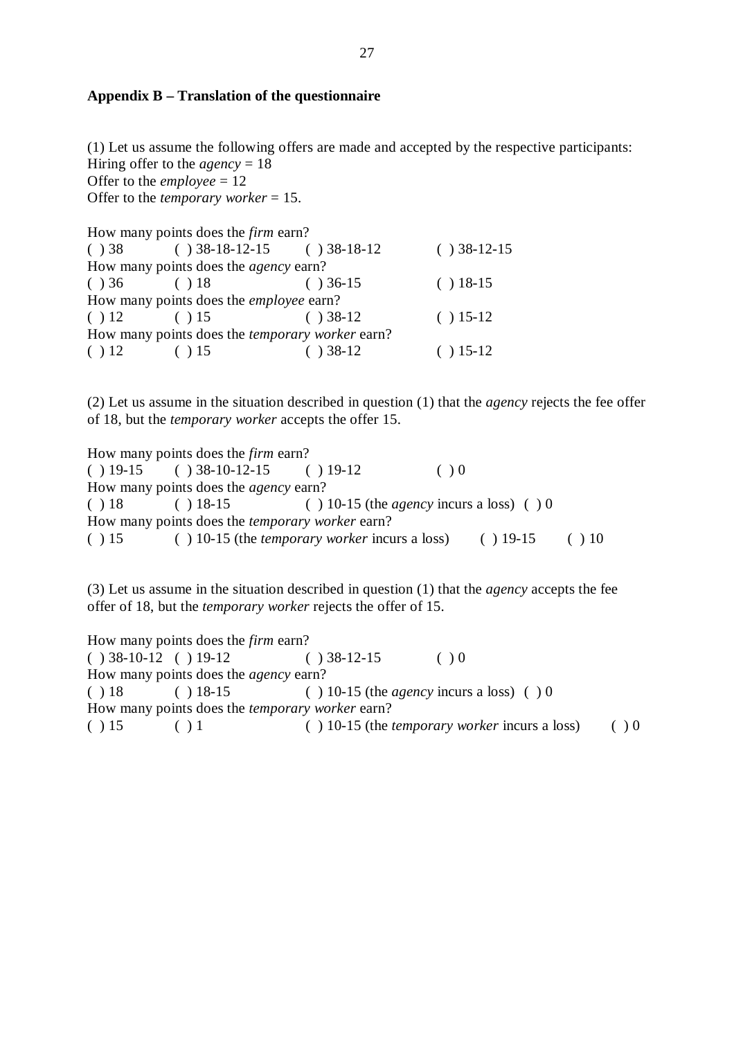### Appendix B – Translation of the questionnaire

(1) Let us assume the following offers are made and accepted by the respective participants:
Hiring offer to the *agency* = 18
Offer to the *employee* = 12
Offer to the *temporary worker* = 15.

How many points does the *firm* earn?
( ) 38 ( ) 38-18-12-15 ( ) 38-18-12 ( ) 38-12-15
How many points does the *agency* earn?
( ) 36 ( ) 18 ( ) 36-15 ( ) 18-15
How many points does the *employee* earn?
( ) 12 ( ) 15 ( ) 38-12 ( ) 15-12
How many points does the *temporary worker* earn?
( ) 12 ( ) 15 ( ) 38-12 ( ) 15-12

(2) Let us assume in the situation described in question (1) that the *agency* rejects the fee offer of 18, but the *temporary worker* accepts the offer 15.

How many points does the *firm* earn?
( ) 19-15 ( ) 38-10-12-15 ( ) 19-12 ( ) 0
How many points does the *agency* earn?
( ) 18 ( ) 18-15 ( ) 10-15 (the *agency* incurs a loss) ( ) 0
How many points does the *temporary worker* earn?
( ) 15 ( ) 10-15 (the *temporary worker* incurs a loss) ( ) 19-15 ( ) 10

(3) Let us assume in the situation described in question (1) that the *agency* accepts the fee offer of 18, but the *temporary worker* rejects the offer of 15.

How many points does the *firm* earn?
( ) 38-10-12 ( ) 19-12 ( ) 38-12-15 ( ) 0
How many points does the *agency* earn?
( ) 18 ( ) 18-15 ( ) 10-15 (the *agency* incurs a loss) ( ) 0
How many points does the *temporary worker* earn?
( ) 15 ( ) 1 ( ) 10-15 (the *temporary worker* incurs a loss) ( ) 0